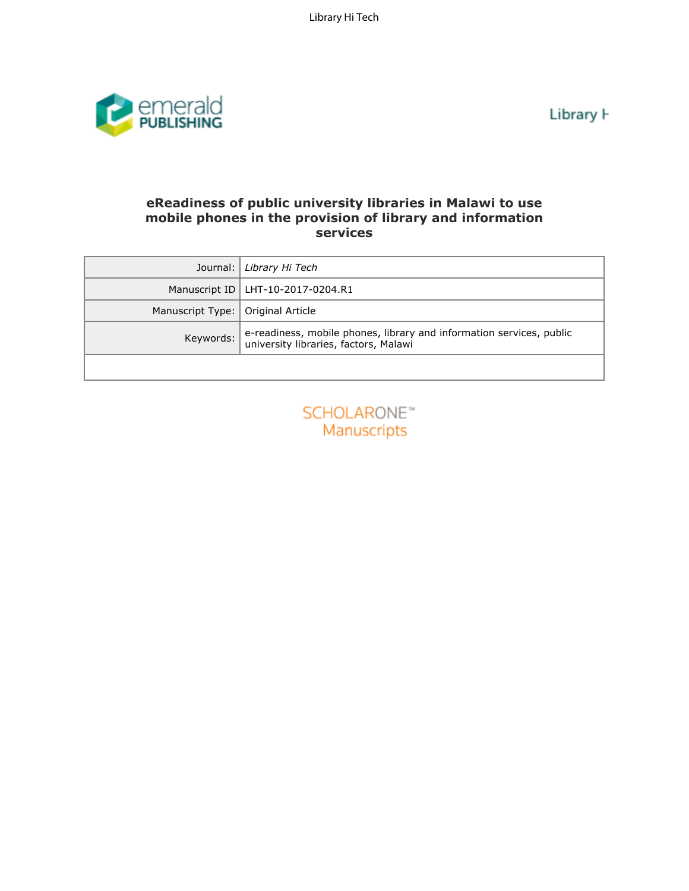# eReadiness of public university libraries in Malawi to use mobile phones in the provision of library and information services

| | |
|---|---|
| Journal: | *Library Hi Tech* |
| Manuscript ID | LHT-10-2017-0204.R1 |
| Manuscript Type: | Original Article |
| Keywords: | e-readiness, mobile phones, library and information services, public university libraries, factors, Malawi |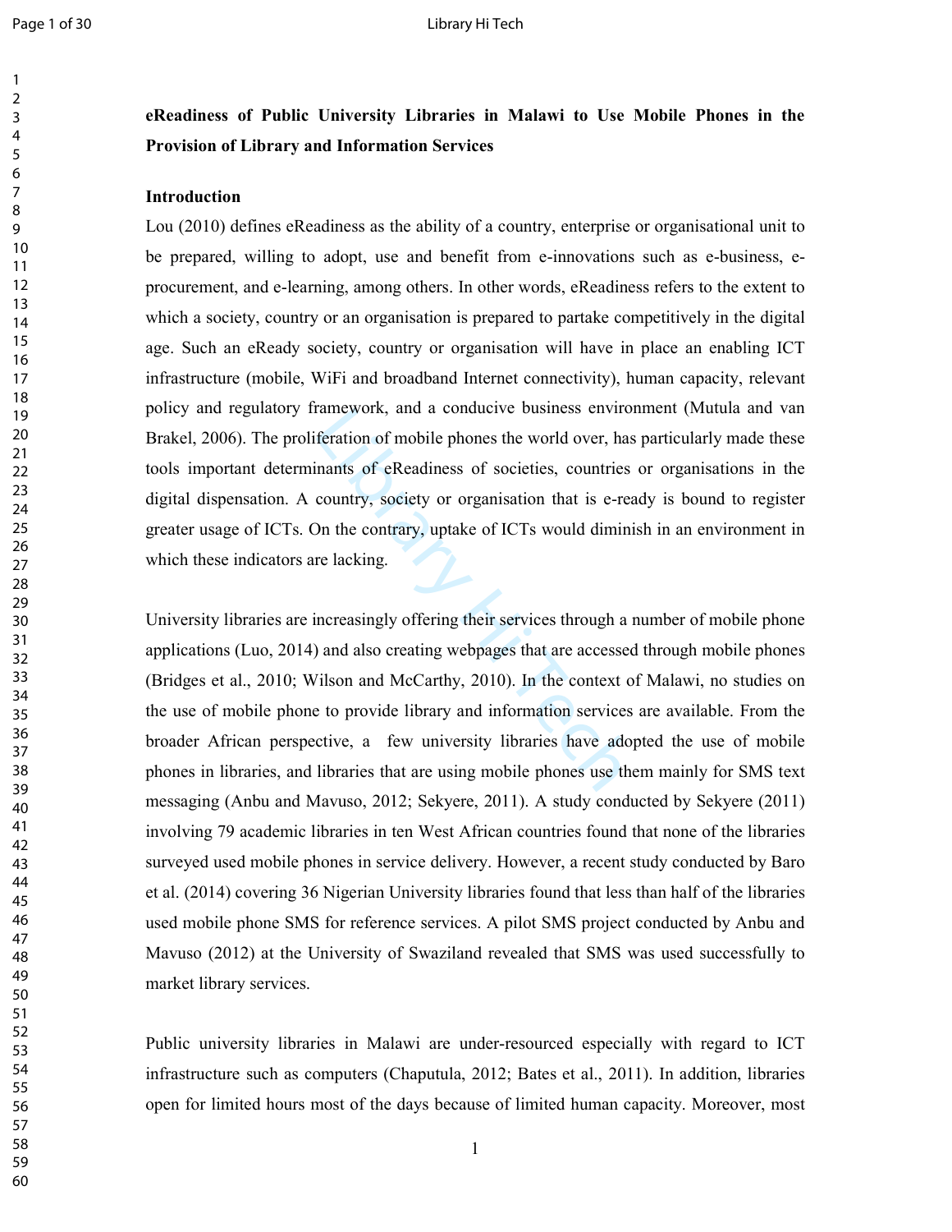**eReadiness of Public University Libraries in Malawi to Use Mobile Phones in the Provision of Library and Information Services**

## Introduction

Lou (2010) defines eReadiness as the ability of a country, enterprise or organisational unit to be prepared, willing to adopt, use and benefit from e-innovations such as e-business, e-procurement, and e-learning, among others. In other words, eReadiness refers to the extent to which a society, country or an organisation is prepared to partake competitively in the digital age. Such an eReady society, country or organisation will have in place an enabling ICT infrastructure (mobile, WiFi and broadband Internet connectivity), human capacity, relevant policy and regulatory framework, and a conducive business environment (Mutula and van Brakel, 2006). The proliferation of mobile phones the world over, has particularly made these tools important determinants of eReadiness of societies, countries or organisations in the digital dispensation. A country, society or organisation that is e-ready is bound to register greater usage of ICTs. On the contrary, uptake of ICTs would diminish in an environment in which these indicators are lacking.

University libraries are increasingly offering their services through a number of mobile phone applications (Luo, 2014) and also creating webpages that are accessed through mobile phones (Bridges et al., 2010; Wilson and McCarthy, 2010). In the context of Malawi, no studies on the use of mobile phone to provide library and information services are available. From the broader African perspective, a few university libraries have adopted the use of mobile phones in libraries, and libraries that are using mobile phones use them mainly for SMS text messaging (Anbu and Mavuso, 2012; Sekyere, 2011). A study conducted by Sekyere (2011) involving 79 academic libraries in ten West African countries found that none of the libraries surveyed used mobile phones in service delivery. However, a recent study conducted by Baro et al. (2014) covering 36 Nigerian University libraries found that less than half of the libraries used mobile phone SMS for reference services. A pilot SMS project conducted by Anbu and Mavuso (2012) at the University of Swaziland revealed that SMS was used successfully to market library services.

Public university libraries in Malawi are under-resourced especially with regard to ICT infrastructure such as computers (Chaputula, 2012; Bates et al., 2011). In addition, libraries open for limited hours most of the days because of limited human capacity. Moreover, most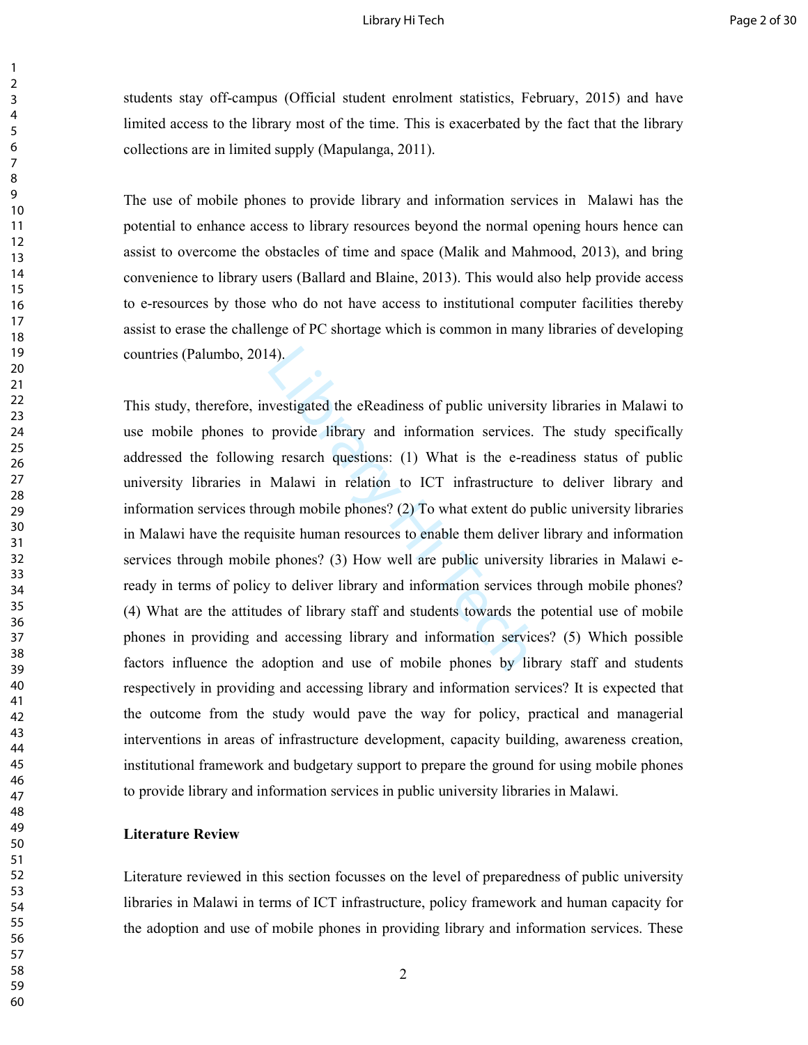students stay off-campus (Official student enrolment statistics, February, 2015) and have limited access to the library most of the time. This is exacerbated by the fact that the library collections are in limited supply (Mapulanga, 2011).

The use of mobile phones to provide library and information services in Malawi has the potential to enhance access to library resources beyond the normal opening hours hence can assist to overcome the obstacles of time and space (Malik and Mahmood, 2013), and bring convenience to library users (Ballard and Blaine, 2013). This would also help provide access to e-resources by those who do not have access to institutional computer facilities thereby assist to erase the challenge of PC shortage which is common in many libraries of developing countries (Palumbo, 2014).

This study, therefore, investigated the eReadiness of public university libraries in Malawi to use mobile phones to provide library and information services. The study specifically addressed the following resarch questions: (1) What is the e-readiness status of public university libraries in Malawi in relation to ICT infrastructure to deliver library and information services through mobile phones? (2) To what extent do public university libraries in Malawi have the requisite human resources to enable them deliver library and information services through mobile phones? (3) How well are public university libraries in Malawi e-ready in terms of policy to deliver library and information services through mobile phones? (4) What are the attitudes of library staff and students towards the potential use of mobile phones in providing and accessing library and information services? (5) Which possible factors influence the adoption and use of mobile phones by library staff and students respectively in providing and accessing library and information services? It is expected that the outcome from the study would pave the way for policy, practical and managerial interventions in areas of infrastructure development, capacity building, awareness creation, institutional framework and budgetary support to prepare the ground for using mobile phones to provide library and information services in public university libraries in Malawi.

**Literature Review**

Literature reviewed in this section focusses on the level of preparedness of public university libraries in Malawi in terms of ICT infrastructure, policy framework and human capacity for the adoption and use of mobile phones in providing library and information services. These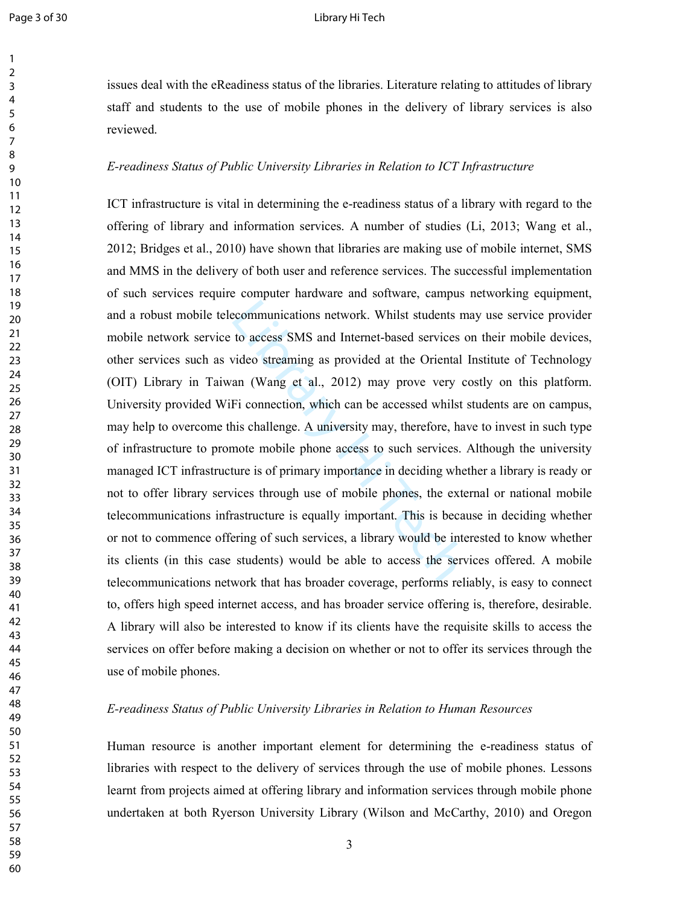issues deal with the eReadiness status of the libraries. Literature relating to attitudes of library staff and students to the use of mobile phones in the delivery of library services is also reviewed.

### *E-readiness Status of Public University Libraries in Relation to ICT Infrastructure*

ICT infrastructure is vital in determining the e-readiness status of a library with regard to the offering of library and information services. A number of studies (Li, 2013; Wang et al., 2012; Bridges et al., 2010) have shown that libraries are making use of mobile internet, SMS and MMS in the delivery of both user and reference services. The successful implementation of such services require computer hardware and software, campus networking equipment, and a robust mobile telecommunications network. Whilst students may use service provider mobile network service to access SMS and Internet-based services on their mobile devices, other services such as video streaming as provided at the Oriental Institute of Technology (OIT) Library in Taiwan (Wang et al., 2012) may prove very costly on this platform. University provided WiFi connection, which can be accessed whilst students are on campus, may help to overcome this challenge. A university may, therefore, have to invest in such type of infrastructure to promote mobile phone access to such services. Although the university managed ICT infrastructure is of primary importance in deciding whether a library is ready or not to offer library services through use of mobile phones, the external or national mobile telecommunications infrastructure is equally important. This is because in deciding whether or not to commence offering of such services, a library would be interested to know whether its clients (in this case students) would be able to access the services offered. A mobile telecommunications network that has broader coverage, performs reliably, is easy to connect to, offers high speed internet access, and has broader service offering is, therefore, desirable. A library will also be interested to know if its clients have the requisite skills to access the services on offer before making a decision on whether or not to offer its services through the use of mobile phones.

### *E-readiness Status of Public University Libraries in Relation to Human Resources*

Human resource is another important element for determining the e-readiness status of libraries with respect to the delivery of services through the use of mobile phones. Lessons learnt from projects aimed at offering library and information services through mobile phone undertaken at both Ryerson University Library (Wilson and McCarthy, 2010) and Oregon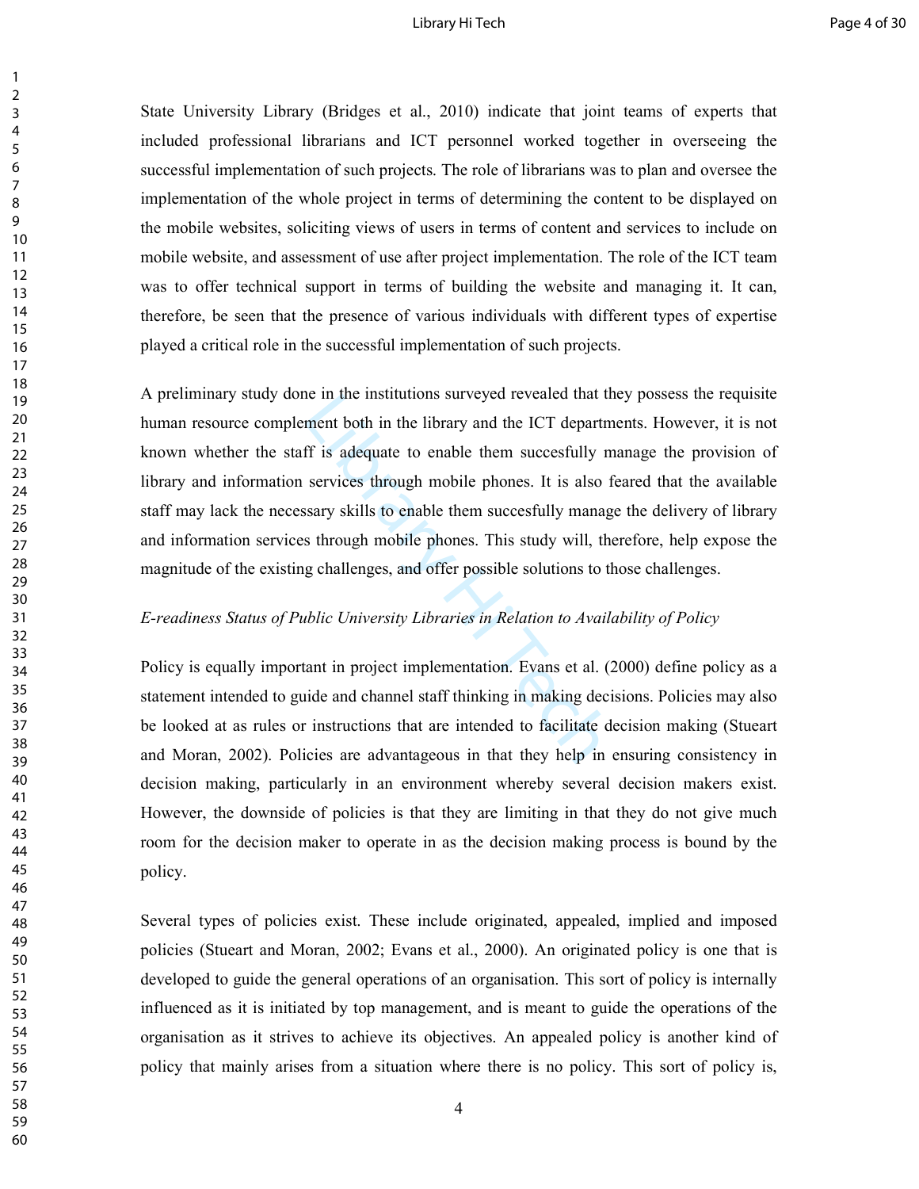State University Library (Bridges et al., 2010) indicate that joint teams of experts that included professional librarians and ICT personnel worked together in overseeing the successful implementation of such projects. The role of librarians was to plan and oversee the implementation of the whole project in terms of determining the content to be displayed on the mobile websites, soliciting views of users in terms of content and services to include on mobile website, and assessment of use after project implementation. The role of the ICT team was to offer technical support in terms of building the website and managing it. It can, therefore, be seen that the presence of various individuals with different types of expertise played a critical role in the successful implementation of such projects.

A preliminary study done in the institutions surveyed revealed that they possess the requisite human resource complement both in the library and the ICT departments. However, it is not known whether the staff is adequate to enable them succesfully manage the provision of library and information services through mobile phones. It is also feared that the available staff may lack the necessary skills to enable them succesfully manage the delivery of library and information services through mobile phones. This study will, therefore, help expose the magnitude of the existing challenges, and offer possible solutions to those challenges.

*E-readiness Status of Public University Libraries in Relation to Availability of Policy*

Policy is equally important in project implementation. Evans et al. (2000) define policy as a statement intended to guide and channel staff thinking in making decisions. Policies may also be looked at as rules or instructions that are intended to facilitate decision making (Stueart and Moran, 2002). Policies are advantageous in that they help in ensuring consistency in decision making, particularly in an environment whereby several decision makers exist. However, the downside of policies is that they are limiting in that they do not give much room for the decision maker to operate in as the decision making process is bound by the policy.

Several types of policies exist. These include originated, appealed, implied and imposed policies (Stueart and Moran, 2002; Evans et al., 2000). An originated policy is one that is developed to guide the general operations of an organisation. This sort of policy is internally influenced as it is initiated by top management, and is meant to guide the operations of the organisation as it strives to achieve its objectives. An appealed policy is another kind of policy that mainly arises from a situation where there is no policy. This sort of policy is,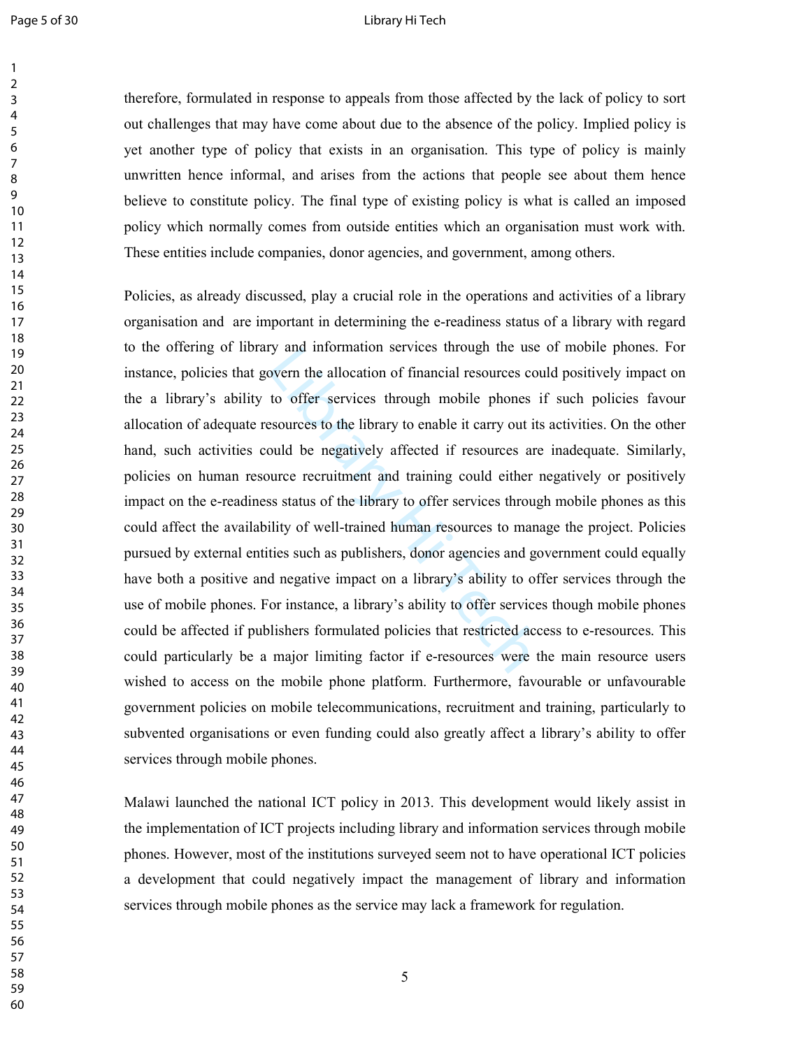therefore, formulated in response to appeals from those affected by the lack of policy to sort out challenges that may have come about due to the absence of the policy. Implied policy is yet another type of policy that exists in an organisation. This type of policy is mainly unwritten hence informal, and arises from the actions that people see about them hence believe to constitute policy. The final type of existing policy is what is called an imposed policy which normally comes from outside entities which an organisation must work with. These entities include companies, donor agencies, and government, among others.

Policies, as already discussed, play a crucial role in the operations and activities of a library organisation and are important in determining the e-readiness status of a library with regard to the offering of library and information services through the use of mobile phones. For instance, policies that govern the allocation of financial resources could positively impact on the a library's ability to offer services through mobile phones if such policies favour allocation of adequate resources to the library to enable it carry out its activities. On the other hand, such activities could be negatively affected if resources are inadequate. Similarly, policies on human resource recruitment and training could either negatively or positively impact on the e-readiness status of the library to offer services through mobile phones as this could affect the availability of well-trained human resources to manage the project. Policies pursued by external entities such as publishers, donor agencies and government could equally have both a positive and negative impact on a library's ability to offer services through the use of mobile phones. For instance, a library's ability to offer services though mobile phones could be affected if publishers formulated policies that restricted access to e-resources. This could particularly be a major limiting factor if e-resources were the main resource users wished to access on the mobile phone platform. Furthermore, favourable or unfavourable government policies on mobile telecommunications, recruitment and training, particularly to subvented organisations or even funding could also greatly affect a library's ability to offer services through mobile phones.

Malawi launched the national ICT policy in 2013. This development would likely assist in the implementation of ICT projects including library and information services through mobile phones. However, most of the institutions surveyed seem not to have operational ICT policies a development that could negatively impact the management of library and information services through mobile phones as the service may lack a framework for regulation.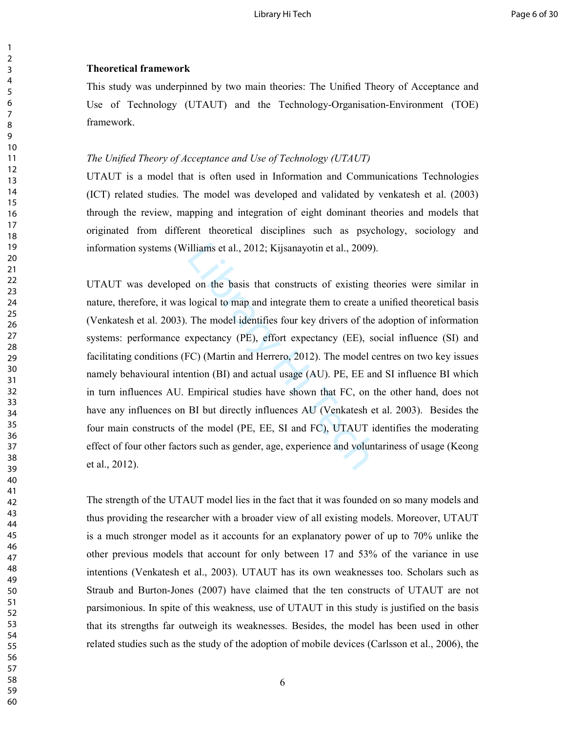**Theoretical framework**

This study was underpinned by two main theories: The Unified Theory of Acceptance and Use of Technology (UTAUT) and the Technology-Organisation-Environment (TOE) framework.

*The Unified Theory of Acceptance and Use of Technology (UTAUT)*

UTAUT is a model that is often used in Information and Communications Technologies (ICT) related studies. The model was developed and validated by venkatesh et al. (2003) through the review, mapping and integration of eight dominant theories and models that originated from different theoretical disciplines such as psychology, sociology and information systems (Williams et al., 2012; Kijsanayotin et al., 2009).

UTAUT was developed on the basis that constructs of existing theories were similar in nature, therefore, it was logical to map and integrate them to create a unified theoretical basis (Venkatesh et al. 2003). The model identifies four key drivers of the adoption of information systems: performance expectancy (PE), effort expectancy (EE), social influence (SI) and facilitating conditions (FC) (Martin and Herrero, 2012). The model centres on two key issues namely behavioural intention (BI) and actual usage (AU). PE, EE and SI influence BI which in turn influences AU. Empirical studies have shown that FC, on the other hand, does not have any influences on BI but directly influences AU (Venkatesh et al. 2003). Besides the four main constructs of the model (PE, EE, SI and FC), UTAUT identifies the moderating effect of four other factors such as gender, age, experience and voluntariness of usage (Keong et al., 2012).

The strength of the UTAUT model lies in the fact that it was founded on so many models and thus providing the researcher with a broader view of all existing models. Moreover, UTAUT is a much stronger model as it accounts for an explanatory power of up to 70% unlike the other previous models that account for only between 17 and 53% of the variance in use intentions (Venkatesh et al., 2003). UTAUT has its own weaknesses too. Scholars such as Straub and Burton-Jones (2007) have claimed that the ten constructs of UTAUT are not parsimonious. In spite of this weakness, use of UTAUT in this study is justified on the basis that its strengths far outweigh its weaknesses. Besides, the model has been used in other related studies such as the study of the adoption of mobile devices (Carlsson et al., 2006), the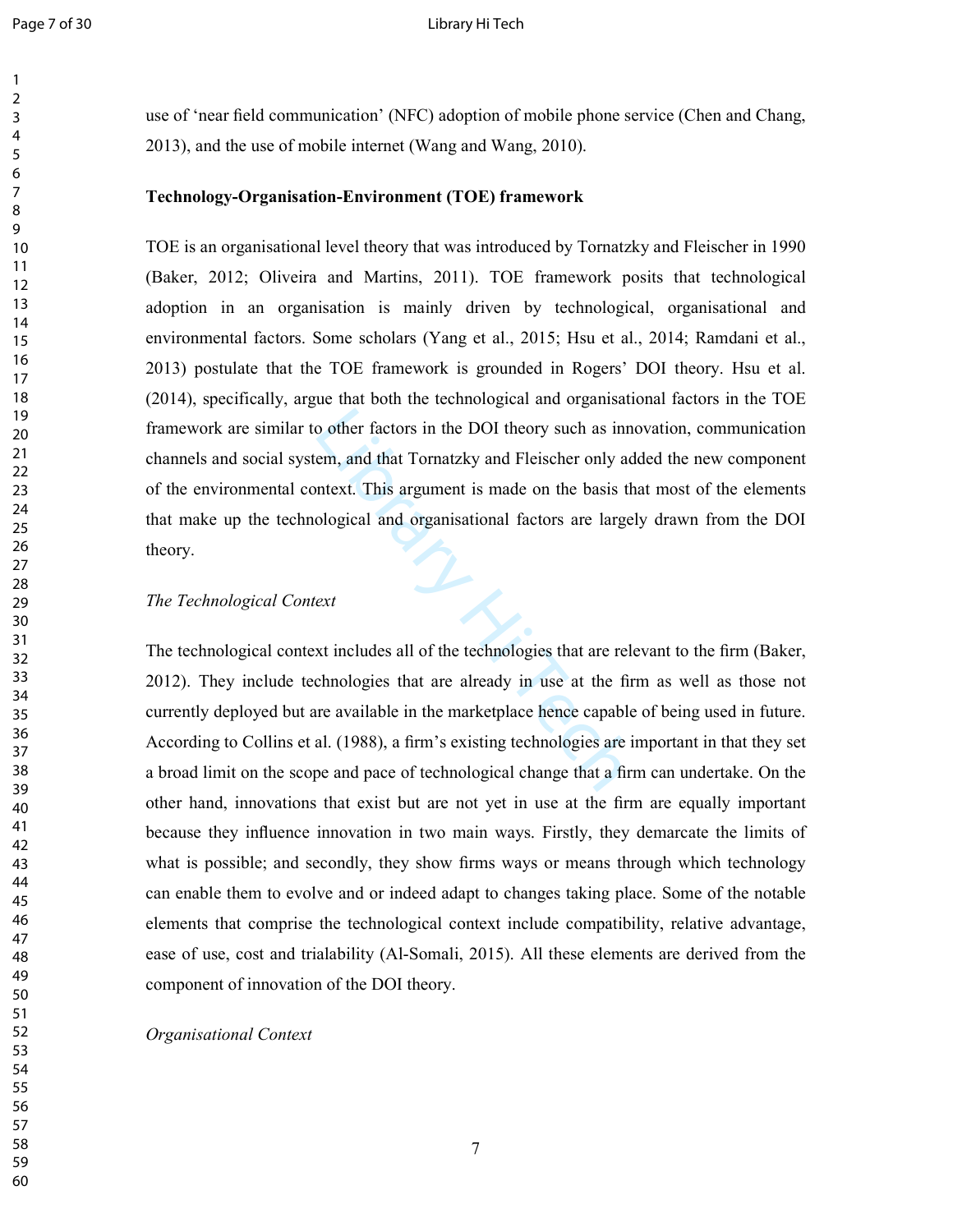use of ‘near field communication’ (NFC) adoption of mobile phone service (Chen and Chang, 2013), and the use of mobile internet (Wang and Wang, 2010).

**Technology-Organisation-Environment (TOE) framework**

TOE is an organisational level theory that was introduced by Tornatzky and Fleischer in 1990 (Baker, 2012; Oliveira and Martins, 2011). TOE framework posits that technological adoption in an organisation is mainly driven by technological, organisational and environmental factors. Some scholars (Yang et al., 2015; Hsu et al., 2014; Ramdani et al., 2013) postulate that the TOE framework is grounded in Rogers’ DOI theory. Hsu et al. (2014), specifically, argue that both the technological and organisational factors in the TOE framework are similar to other factors in the DOI theory such as innovation, communication channels and social system, and that Tornatzky and Fleischer only added the new component of the environmental context. This argument is made on the basis that most of the elements that make up the technological and organisational factors are largely drawn from the DOI theory.

*The Technological Context*

The technological context includes all of the technologies that are relevant to the firm (Baker, 2012). They include technologies that are already in use at the firm as well as those not currently deployed but are available in the marketplace hence capable of being used in future. According to Collins et al. (1988), a firm’s existing technologies are important in that they set a broad limit on the scope and pace of technological change that a firm can undertake. On the other hand, innovations that exist but are not yet in use at the firm are equally important because they influence innovation in two main ways. Firstly, they demarcate the limits of what is possible; and secondly, they show firms ways or means through which technology can enable them to evolve and or indeed adapt to changes taking place. Some of the notable elements that comprise the technological context include compatibility, relative advantage, ease of use, cost and trialability (Al-Somali, 2015). All these elements are derived from the component of innovation of the DOI theory.

*Organisational Context*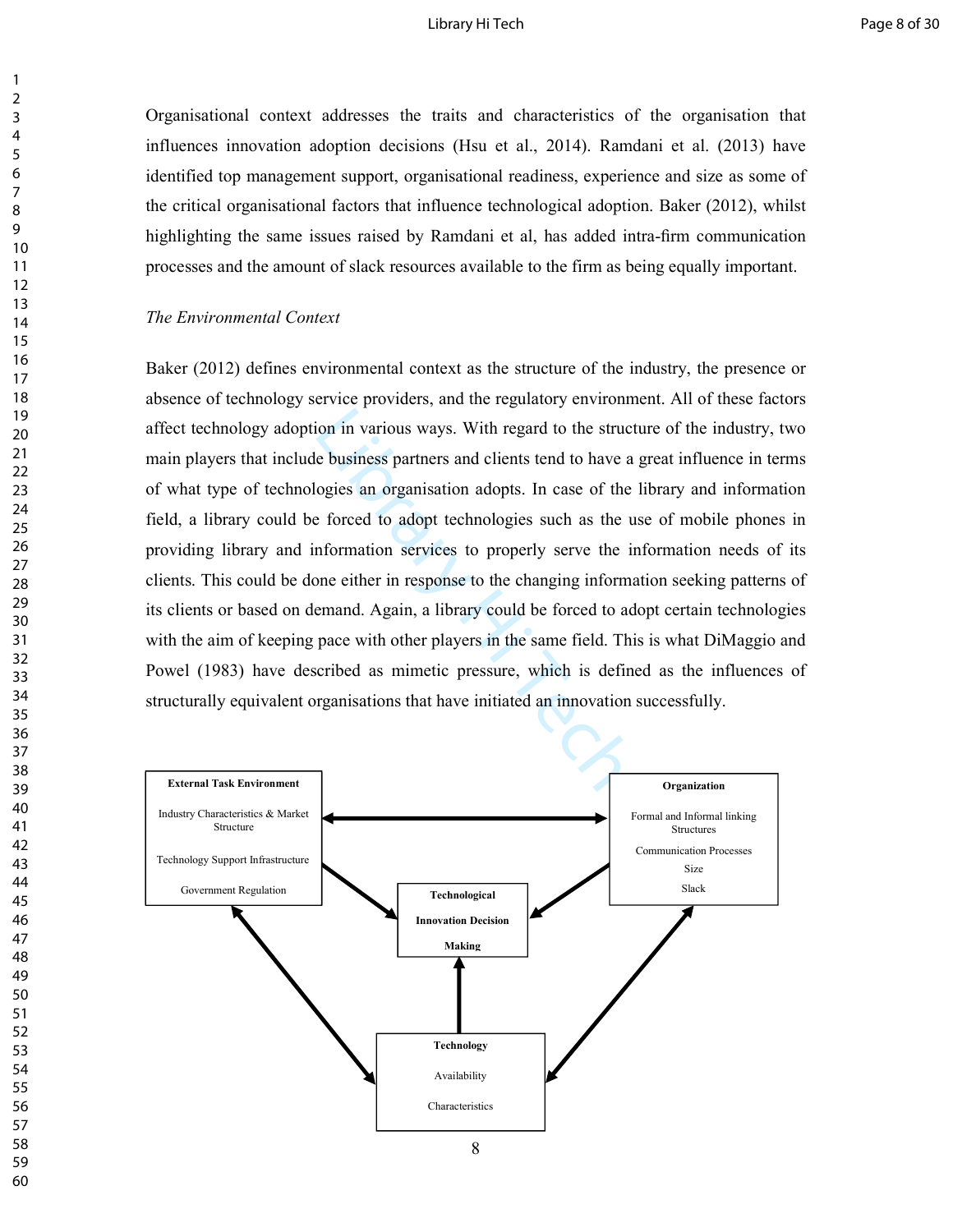Organisational context addresses the traits and characteristics of the organisation that influences innovation adoption decisions (Hsu et al., 2014). Ramdani et al. (2013) have identified top management support, organisational readiness, experience and size as some of the critical organisational factors that influence technological adoption. Baker (2012), whilst highlighting the same issues raised by Ramdani et al, has added intra-firm communication processes and the amount of slack resources available to the firm as being equally important.

*The Environmental Context*

Baker (2012) defines environmental context as the structure of the industry, the presence or absence of technology service providers, and the regulatory environment. All of these factors affect technology adoption in various ways. With regard to the structure of the industry, two main players that include business partners and clients tend to have a great influence in terms of what type of technologies an organisation adopts. In case of the library and information field, a library could be forced to adopt technologies such as the use of mobile phones in providing library and information services to properly serve the information needs of its clients. This could be done either in response to the changing information seeking patterns of its clients or based on demand. Again, a library could be forced to adopt certain technologies with the aim of keeping pace with other players in the same field. This is what DiMaggio and Powel (1983) have described as mimetic pressure, which is defined as the influences of structurally equivalent organisations that have initiated an innovation successfully.

**External Task Environment**
Industry Characteristics & Market Structure
Technology Support Infrastructure
Government Regulation

**Organization**
Formal and Informal linking Structures
Communication Processes
Size
Slack

**Technological Innovation Decision Making**

**Technology**
Availability
Characteristics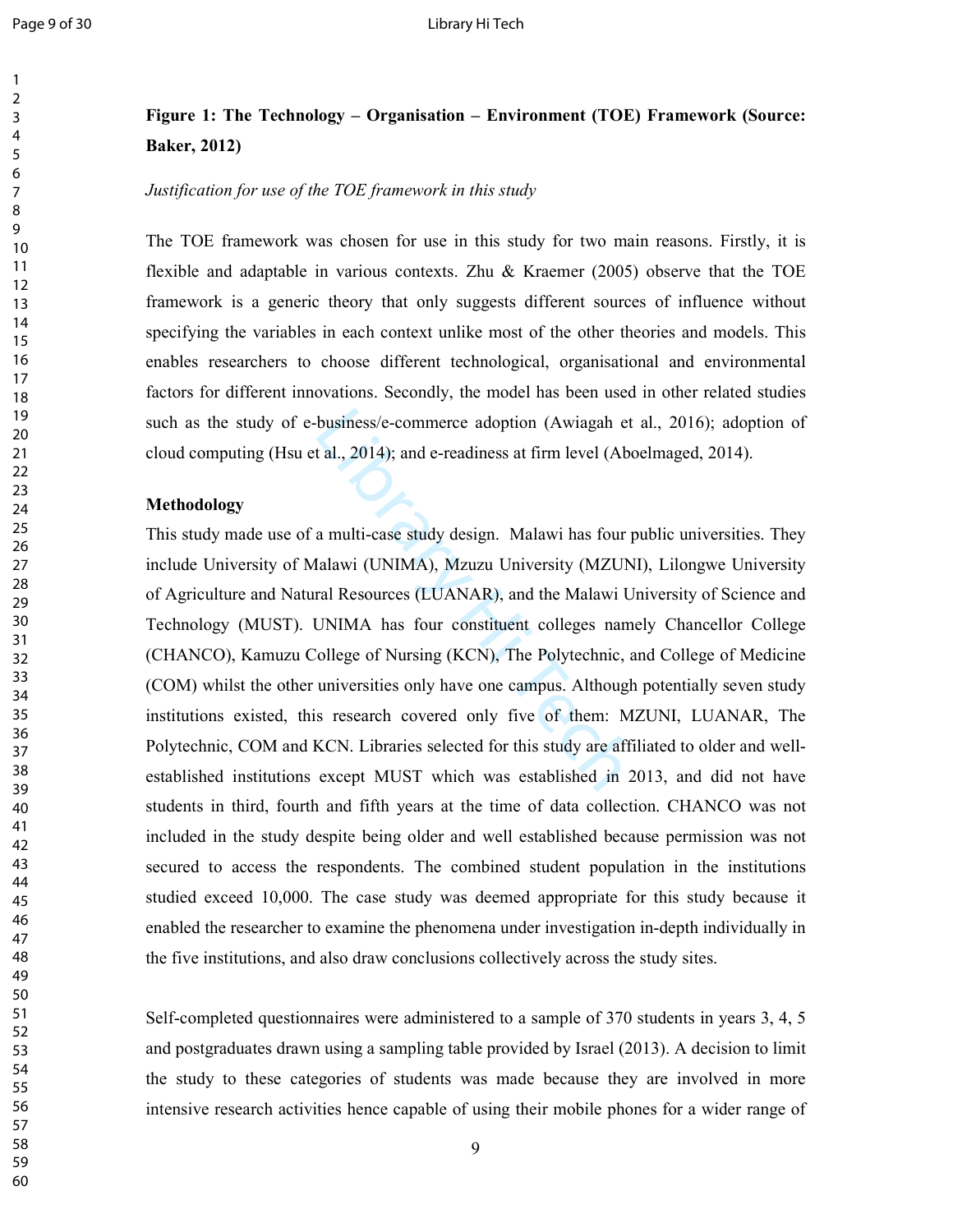**Figure 1: The Technology – Organisation – Environment (TOE) Framework (Source: Baker, 2012)**

*Justification for use of the TOE framework in this study*

The TOE framework was chosen for use in this study for two main reasons. Firstly, it is flexible and adaptable in various contexts. Zhu & Kraemer (2005) observe that the TOE framework is a generic theory that only suggests different sources of influence without specifying the variables in each context unlike most of the other theories and models. This enables researchers to choose different technological, organisational and environmental factors for different innovations. Secondly, the model has been used in other related studies such as the study of e-business/e-commerce adoption (Awiagah et al., 2016); adoption of cloud computing (Hsu et al., 2014); and e-readiness at firm level (Aboelmaged, 2014).

## Methodology

This study made use of a multi-case study design. Malawi has four public universities. They include University of Malawi (UNIMA), Mzuzu University (MZUNI), Lilongwe University of Agriculture and Natural Resources (LUANAR), and the Malawi University of Science and Technology (MUST). UNIMA has four constituent colleges namely Chancellor College (CHANCO), Kamuzu College of Nursing (KCN), The Polytechnic, and College of Medicine (COM) whilst the other universities only have one campus. Although potentially seven study institutions existed, this research covered only five of them: MZUNI, LUANAR, The Polytechnic, COM and KCN. Libraries selected for this study are affiliated to older and well-established institutions except MUST which was established in 2013, and did not have students in third, fourth and fifth years at the time of data collection. CHANCO was not included in the study despite being older and well established because permission was not secured to access the respondents. The combined student population in the institutions studied exceed 10,000. The case study was deemed appropriate for this study because it enabled the researcher to examine the phenomena under investigation in-depth individually in the five institutions, and also draw conclusions collectively across the study sites.

Self-completed questionnaires were administered to a sample of 370 students in years 3, 4, 5 and postgraduates drawn using a sampling table provided by Israel (2013). A decision to limit the study to these categories of students was made because they are involved in more intensive research activities hence capable of using their mobile phones for a wider range of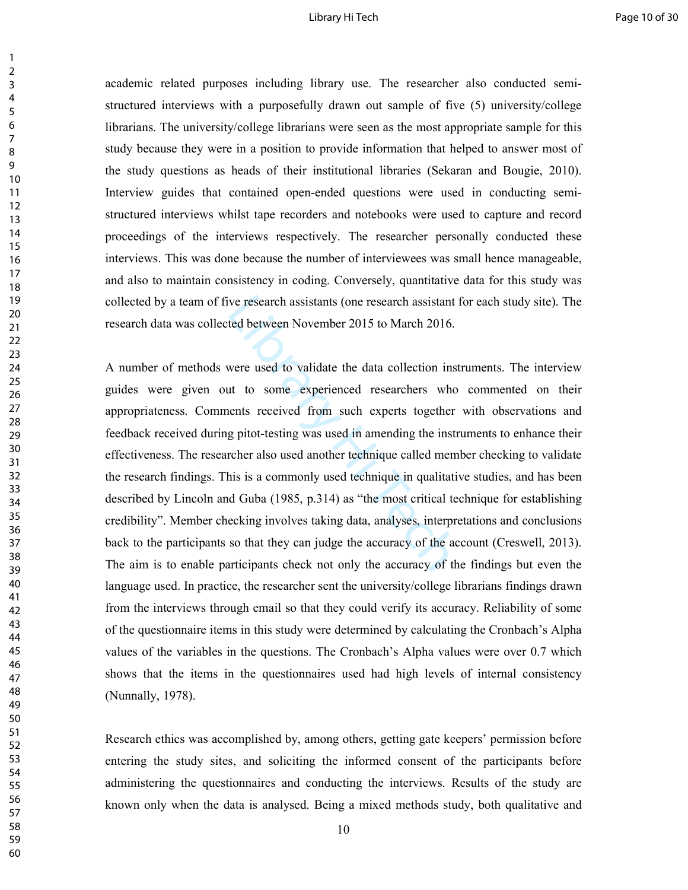academic related purposes including library use. The researcher also conducted semi-structured interviews with a purposefully drawn out sample of five (5) university/college librarians. The university/college librarians were seen as the most appropriate sample for this study because they were in a position to provide information that helped to answer most of the study questions as heads of their institutional libraries (Sekaran and Bougie, 2010). Interview guides that contained open-ended questions were used in conducting semi-structured interviews whilst tape recorders and notebooks were used to capture and record proceedings of the interviews respectively. The researcher personally conducted these interviews. This was done because the number of interviewees was small hence manageable, and also to maintain consistency in coding. Conversely, quantitative data for this study was collected by a team of five research assistants (one research assistant for each study site). The research data was collected between November 2015 to March 2016.

A number of methods were used to validate the data collection instruments. The interview guides were given out to some experienced researchers who commented on their appropriateness. Comments received from such experts together with observations and feedback received during pitot-testing was used in amending the instruments to enhance their effectiveness. The researcher also used another technique called member checking to validate the research findings. This is a commonly used technique in qualitative studies, and has been described by Lincoln and Guba (1985, p.314) as "the most critical technique for establishing credibility". Member checking involves taking data, analyses, interpretations and conclusions back to the participants so that they can judge the accuracy of the account (Creswell, 2013). The aim is to enable participants check not only the accuracy of the findings but even the language used. In practice, the researcher sent the university/college librarians findings drawn from the interviews through email so that they could verify its accuracy. Reliability of some of the questionnaire items in this study were determined by calculating the Cronbach's Alpha values of the variables in the questions. The Cronbach's Alpha values were over 0.7 which shows that the items in the questionnaires used had high levels of internal consistency (Nunnally, 1978).

Research ethics was accomplished by, among others, getting gate keepers' permission before entering the study sites, and soliciting the informed consent of the participants before administering the questionnaires and conducting the interviews. Results of the study are known only when the data is analysed. Being a mixed methods study, both qualitative and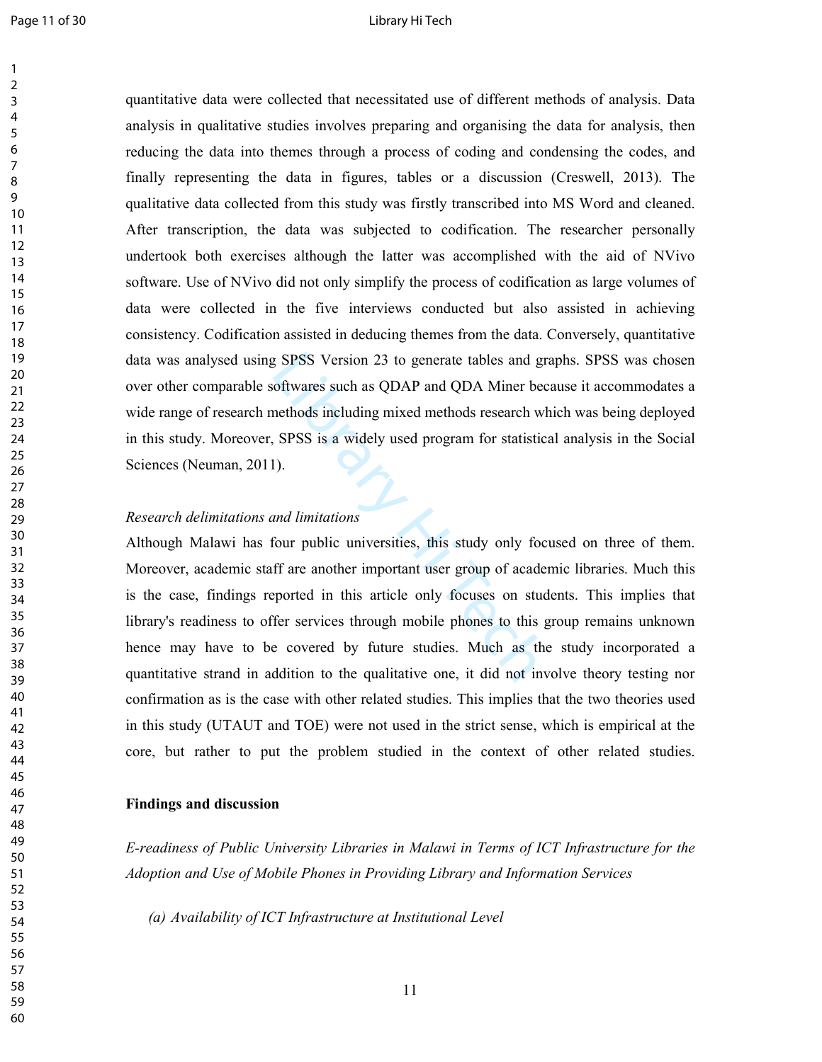quantitative data were collected that necessitated use of different methods of analysis. Data analysis in qualitative studies involves preparing and organising the data for analysis, then reducing the data into themes through a process of coding and condensing the codes, and finally representing the data in figures, tables or a discussion (Creswell, 2013). The qualitative data collected from this study was firstly transcribed into MS Word and cleaned. After transcription, the data was subjected to codification. The researcher personally undertook both exercises although the latter was accomplished with the aid of NVivo software. Use of NVivo did not only simplify the process of codification as large volumes of data were collected in the five interviews conducted but also assisted in achieving consistency. Codification assisted in deducing themes from the data. Conversely, quantitative data was analysed using SPSS Version 23 to generate tables and graphs. SPSS was chosen over other comparable softwares such as QDAP and QDA Miner because it accommodates a wide range of research methods including mixed methods research which was being deployed in this study. Moreover, SPSS is a widely used program for statistical analysis in the Social Sciences (Neuman, 2011).

*Research delimitations and limitations*

Although Malawi has four public universities, this study only focused on three of them. Moreover, academic staff are another important user group of academic libraries. Much this is the case, findings reported in this article only focuses on students. This implies that library's readiness to offer services through mobile phones to this group remains unknown hence may have to be covered by future studies. Much as the study incorporated a quantitative strand in addition to the qualitative one, it did not involve theory testing nor confirmation as is the case with other related studies. This implies that the two theories used in this study (UTAUT and TOE) were not used in the strict sense, which is empirical at the core, but rather to put the problem studied in the context of other related studies.

## Findings and discussion

### *E-readiness of Public University Libraries in Malawi in Terms of ICT Infrastructure for the Adoption and Use of Mobile Phones in Providing Library and Information Services*

#### *(a) Availability of ICT Infrastructure at Institutional Level*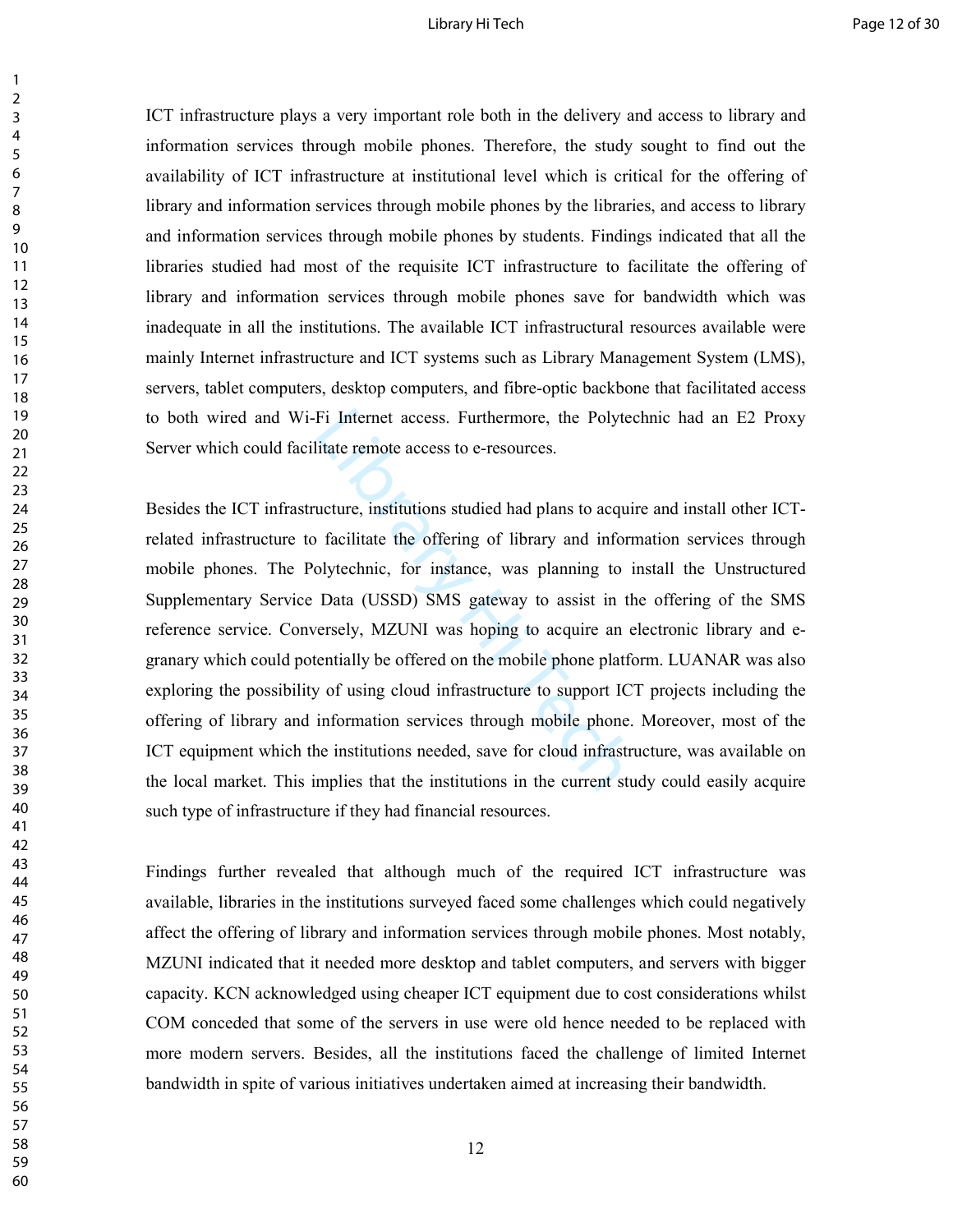ICT infrastructure plays a very important role both in the delivery and access to library and information services through mobile phones. Therefore, the study sought to find out the availability of ICT infrastructure at institutional level which is critical for the offering of library and information services through mobile phones by the libraries, and access to library and information services through mobile phones by students. Findings indicated that all the libraries studied had most of the requisite ICT infrastructure to facilitate the offering of library and information services through mobile phones save for bandwidth which was inadequate in all the institutions. The available ICT infrastructural resources available were mainly Internet infrastructure and ICT systems such as Library Management System (LMS), servers, tablet computers, desktop computers, and fibre-optic backbone that facilitated access to both wired and Wi-Fi Internet access. Furthermore, the Polytechnic had an E2 Proxy Server which could facilitate remote access to e-resources.

Besides the ICT infrastructure, institutions studied had plans to acquire and install other ICT-related infrastructure to facilitate the offering of library and information services through mobile phones. The Polytechnic, for instance, was planning to install the Unstructured Supplementary Service Data (USSD) SMS gateway to assist in the offering of the SMS reference service. Conversely, MZUNI was hoping to acquire an electronic library and e-granary which could potentially be offered on the mobile phone platform. LUANAR was also exploring the possibility of using cloud infrastructure to support ICT projects including the offering of library and information services through mobile phone. Moreover, most of the ICT equipment which the institutions needed, save for cloud infrastructure, was available on the local market. This implies that the institutions in the current study could easily acquire such type of infrastructure if they had financial resources.

Findings further revealed that although much of the required ICT infrastructure was available, libraries in the institutions surveyed faced some challenges which could negatively affect the offering of library and information services through mobile phones. Most notably, MZUNI indicated that it needed more desktop and tablet computers, and servers with bigger capacity. KCN acknowledged using cheaper ICT equipment due to cost considerations whilst COM conceded that some of the servers in use were old hence needed to be replaced with more modern servers. Besides, all the institutions faced the challenge of limited Internet bandwidth in spite of various initiatives undertaken aimed at increasing their bandwidth.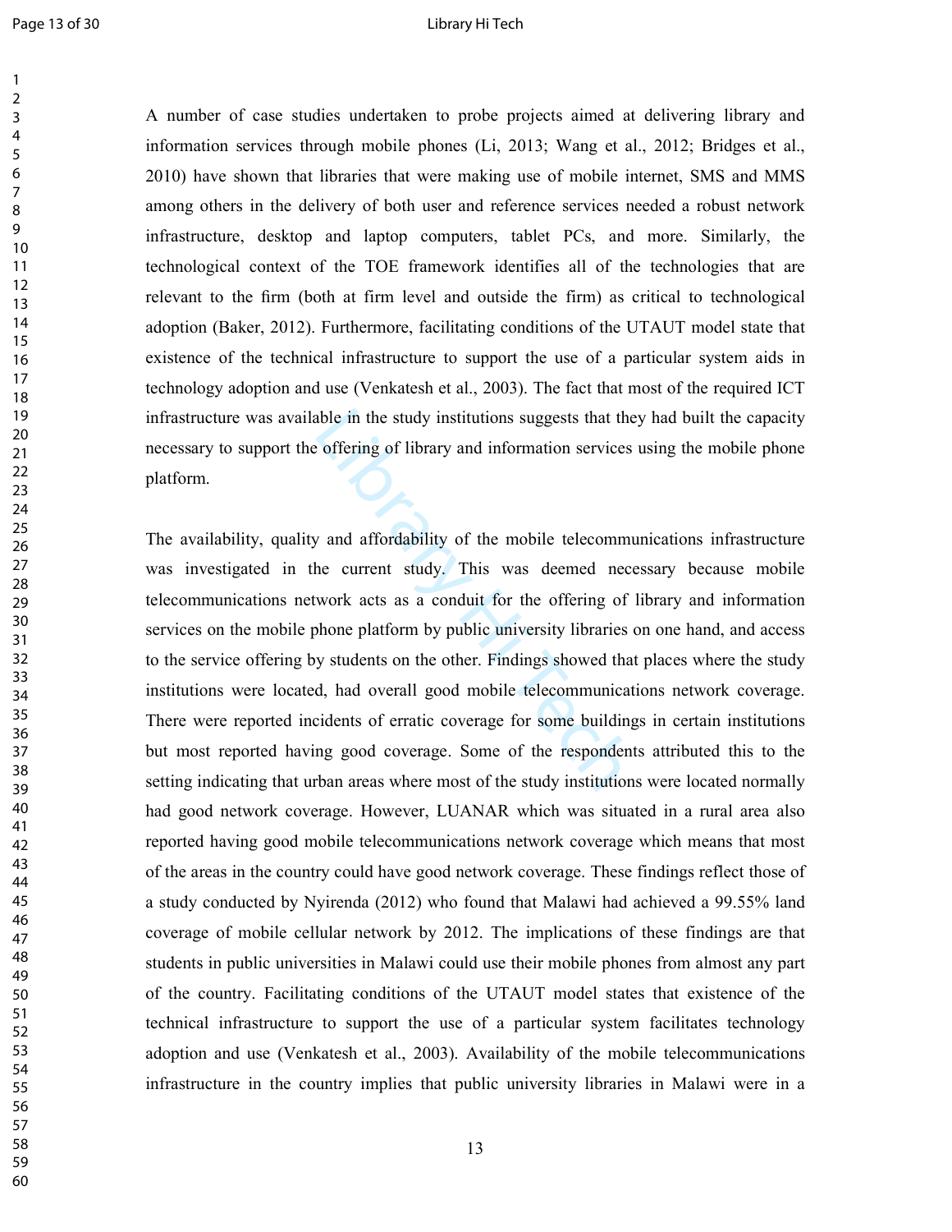A number of case studies undertaken to probe projects aimed at delivering library and information services through mobile phones (Li, 2013; Wang et al., 2012; Bridges et al., 2010) have shown that libraries that were making use of mobile internet, SMS and MMS among others in the delivery of both user and reference services needed a robust network infrastructure, desktop and laptop computers, tablet PCs, and more. Similarly, the technological context of the TOE framework identifies all of the technologies that are relevant to the firm (both at firm level and outside the firm) as critical to technological adoption (Baker, 2012). Furthermore, facilitating conditions of the UTAUT model state that existence of the technical infrastructure to support the use of a particular system aids in technology adoption and use (Venkatesh et al., 2003). The fact that most of the required ICT infrastructure was available in the study institutions suggests that they had built the capacity necessary to support the offering of library and information services using the mobile phone platform.

The availability, quality and affordability of the mobile telecommunications infrastructure was investigated in the current study. This was deemed necessary because mobile telecommunications network acts as a conduit for the offering of library and information services on the mobile phone platform by public university libraries on one hand, and access to the service offering by students on the other. Findings showed that places where the study institutions were located, had overall good mobile telecommunications network coverage. There were reported incidents of erratic coverage for some buildings in certain institutions but most reported having good coverage. Some of the respondents attributed this to the setting indicating that urban areas where most of the study institutions were located normally had good network coverage. However, LUANAR which was situated in a rural area also reported having good mobile telecommunications network coverage which means that most of the areas in the country could have good network coverage. These findings reflect those of a study conducted by Nyirenda (2012) who found that Malawi had achieved a 99.55% land coverage of mobile cellular network by 2012. The implications of these findings are that students in public universities in Malawi could use their mobile phones from almost any part of the country. Facilitating conditions of the UTAUT model states that existence of the technical infrastructure to support the use of a particular system facilitates technology adoption and use (Venkatesh et al., 2003). Availability of the mobile telecommunications infrastructure in the country implies that public university libraries in Malawi were in a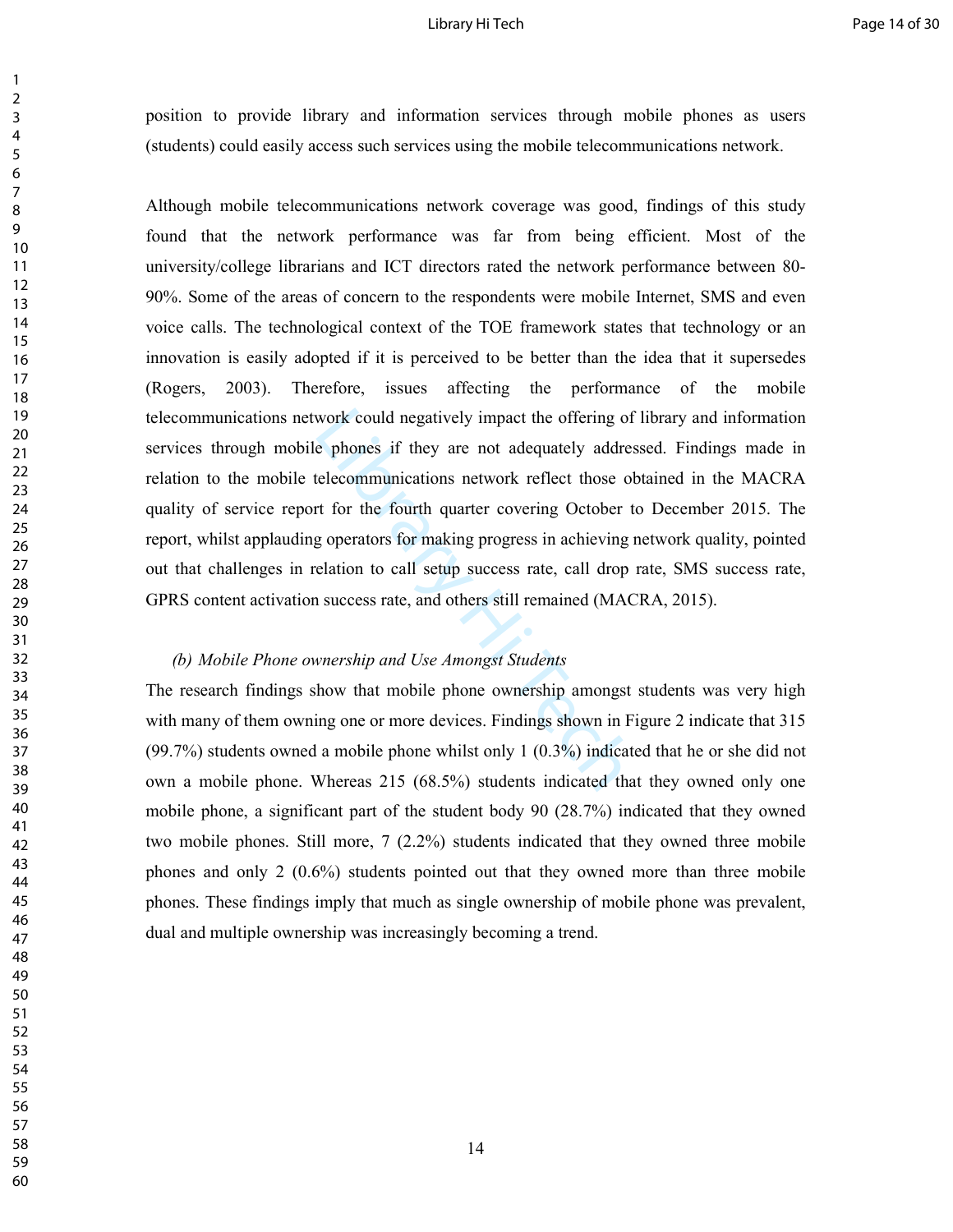position to provide library and information services through mobile phones as users (students) could easily access such services using the mobile telecommunications network.

Although mobile telecommunications network coverage was good, findings of this study found that the network performance was far from being efficient. Most of the university/college librarians and ICT directors rated the network performance between 80-90%. Some of the areas of concern to the respondents were mobile Internet, SMS and even voice calls. The technological context of the TOE framework states that technology or an innovation is easily adopted if it is perceived to be better than the idea that it supersedes (Rogers, 2003). Therefore, issues affecting the performance of the mobile telecommunications network could negatively impact the offering of library and information services through mobile phones if they are not adequately addressed. Findings made in relation to the mobile telecommunications network reflect those obtained in the MACRA quality of service report for the fourth quarter covering October to December 2015. The report, whilst applauding operators for making progress in achieving network quality, pointed out that challenges in relation to call setup success rate, call drop rate, SMS success rate, GPRS content activation success rate, and others still remained (MACRA, 2015).

*(b) Mobile Phone ownership and Use Amongst Students*

The research findings show that mobile phone ownership amongst students was very high with many of them owning one or more devices. Findings shown in Figure 2 indicate that 315 (99.7%) students owned a mobile phone whilst only 1 (0.3%) indicated that he or she did not own a mobile phone. Whereas 215 (68.5%) students indicated that they owned only one mobile phone, a significant part of the student body 90 (28.7%) indicated that they owned two mobile phones. Still more, 7 (2.2%) students indicated that they owned three mobile phones and only 2 (0.6%) students pointed out that they owned more than three mobile phones. These findings imply that much as single ownership of mobile phone was prevalent, dual and multiple ownership was increasingly becoming a trend.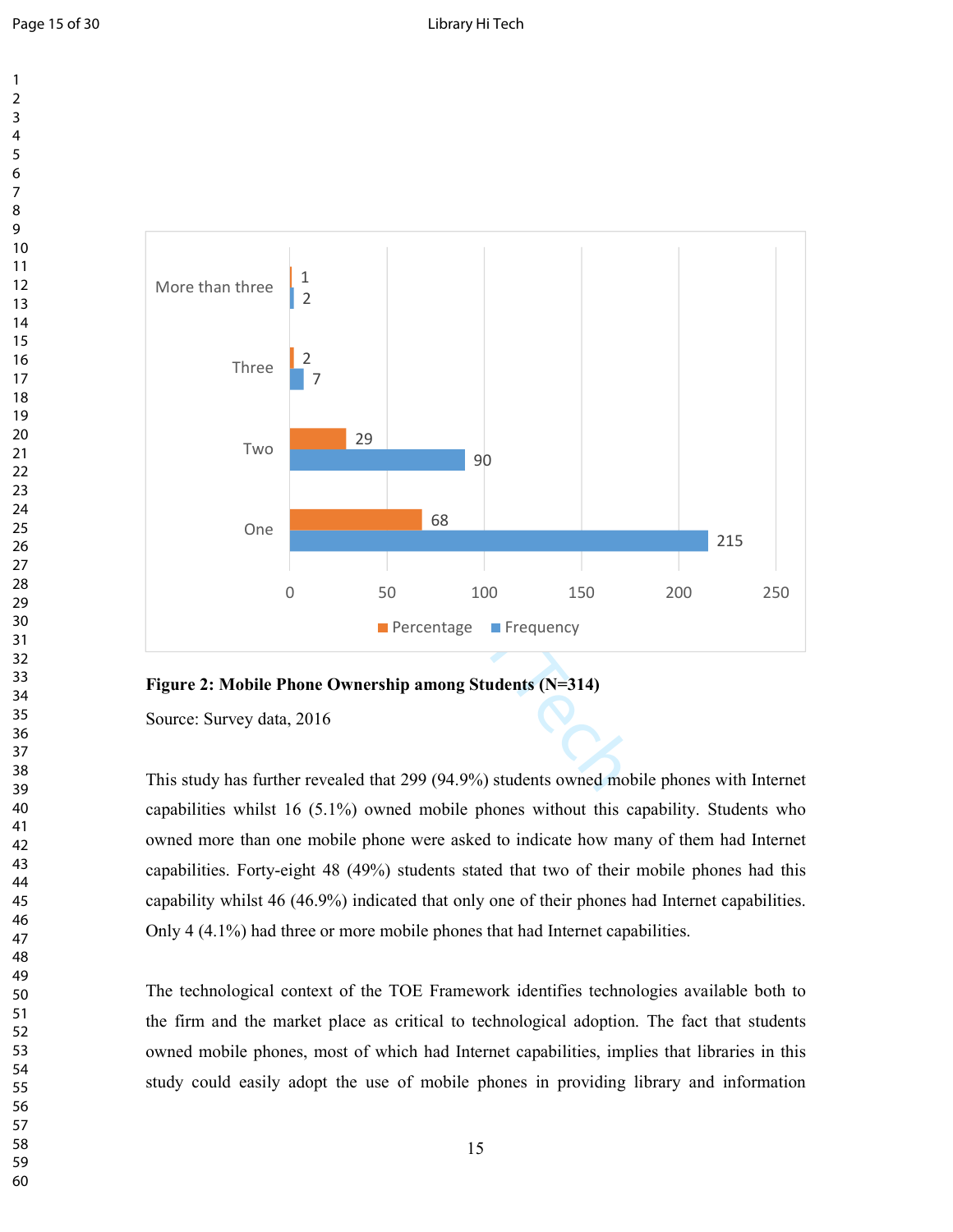**Figure 2: Mobile Phone Ownership among Students (N=314)**

Source: Survey data, 2016

This study has further revealed that 299 (94.9%) students owned mobile phones with Internet capabilities whilst 16 (5.1%) owned mobile phones without this capability. Students who owned more than one mobile phone were asked to indicate how many of them had Internet capabilities. Forty-eight 48 (49%) students stated that two of their mobile phones had this capability whilst 46 (46.9%) indicated that only one of their phones had Internet capabilities. Only 4 (4.1%) had three or more mobile phones that had Internet capabilities.

The technological context of the TOE Framework identifies technologies available both to the firm and the market place as critical to technological adoption. The fact that students owned mobile phones, most of which had Internet capabilities, implies that libraries in this study could easily adopt the use of mobile phones in providing library and information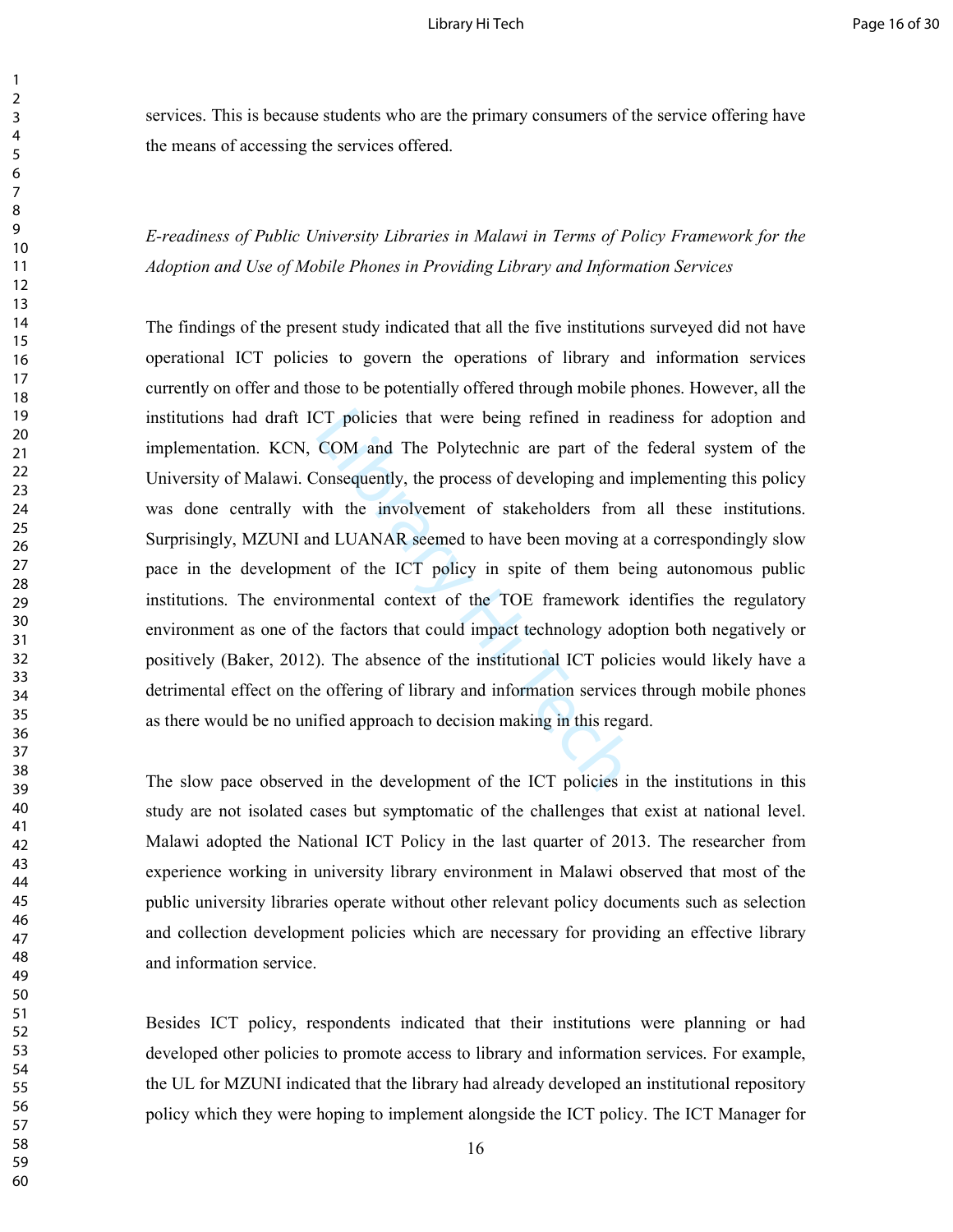services. This is because students who are the primary consumers of the service offering have the means of accessing the services offered.

*E-readiness of Public University Libraries in Malawi in Terms of Policy Framework for the Adoption and Use of Mobile Phones in Providing Library and Information Services*

The findings of the present study indicated that all the five institutions surveyed did not have operational ICT policies to govern the operations of library and information services currently on offer and those to be potentially offered through mobile phones. However, all the institutions had draft ICT policies that were being refined in readiness for adoption and implementation. KCN, COM and The Polytechnic are part of the federal system of the University of Malawi. Consequently, the process of developing and implementing this policy was done centrally with the involvement of stakeholders from all these institutions. Surprisingly, MZUNI and LUANAR seemed to have been moving at a correspondingly slow pace in the development of the ICT policy in spite of them being autonomous public institutions. The environmental context of the TOE framework identifies the regulatory environment as one of the factors that could impact technology adoption both negatively or positively (Baker, 2012). The absence of the institutional ICT policies would likely have a detrimental effect on the offering of library and information services through mobile phones as there would be no unified approach to decision making in this regard.

The slow pace observed in the development of the ICT policies in the institutions in this study are not isolated cases but symptomatic of the challenges that exist at national level. Malawi adopted the National ICT Policy in the last quarter of 2013. The researcher from experience working in university library environment in Malawi observed that most of the public university libraries operate without other relevant policy documents such as selection and collection development policies which are necessary for providing an effective library and information service.

Besides ICT policy, respondents indicated that their institutions were planning or had developed other policies to promote access to library and information services. For example, the UL for MZUNI indicated that the library had already developed an institutional repository policy which they were hoping to implement alongside the ICT policy. The ICT Manager for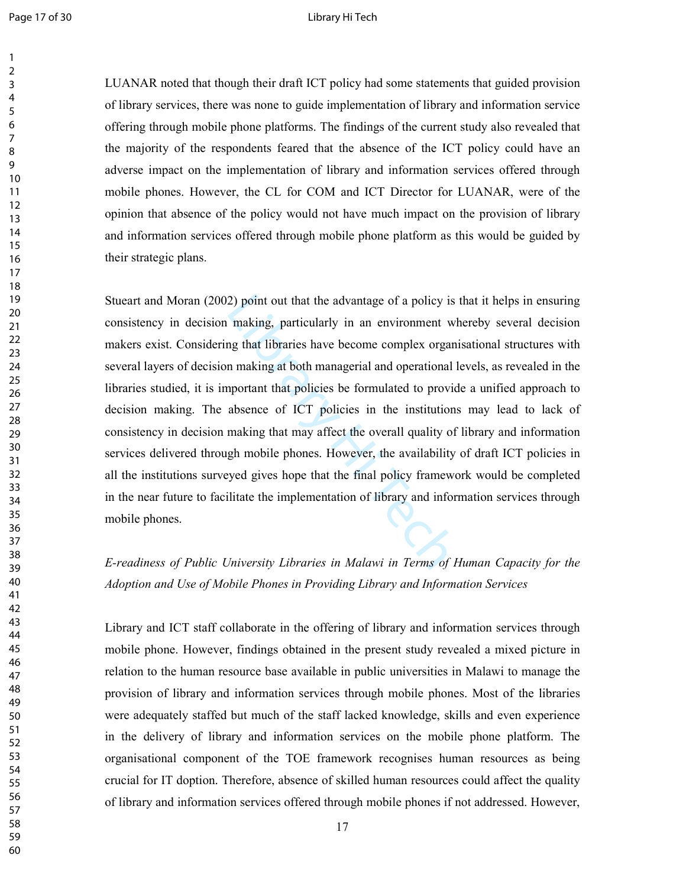LUANAR noted that though their draft ICT policy had some statements that guided provision of library services, there was none to guide implementation of library and information service offering through mobile phone platforms. The findings of the current study also revealed that the majority of the respondents feared that the absence of the ICT policy could have an adverse impact on the implementation of library and information services offered through mobile phones. However, the CL for COM and ICT Director for LUANAR, were of the opinion that absence of the policy would not have much impact on the provision of library and information services offered through mobile phone platform as this would be guided by their strategic plans.

Stueart and Moran (2002) point out that the advantage of a policy is that it helps in ensuring consistency in decision making, particularly in an environment whereby several decision makers exist. Considering that libraries have become complex organisational structures with several layers of decision making at both managerial and operational levels, as revealed in the libraries studied, it is important that policies be formulated to provide a unified approach to decision making. The absence of ICT policies in the institutions may lead to lack of consistency in decision making that may affect the overall quality of library and information services delivered through mobile phones. However, the availability of draft ICT policies in all the institutions surveyed gives hope that the final policy framework would be completed in the near future to facilitate the implementation of library and information services through mobile phones.

*E-readiness of Public University Libraries in Malawi in Terms of Human Capacity for the Adoption and Use of Mobile Phones in Providing Library and Information Services*

Library and ICT staff collaborate in the offering of library and information services through mobile phone. However, findings obtained in the present study revealed a mixed picture in relation to the human resource base available in public universities in Malawi to manage the provision of library and information services through mobile phones. Most of the libraries were adequately staffed but much of the staff lacked knowledge, skills and even experience in the delivery of library and information services on the mobile phone platform. The organisational component of the TOE framework recognises human resources as being crucial for IT doption. Therefore, absence of skilled human resources could affect the quality of library and information services offered through mobile phones if not addressed. However,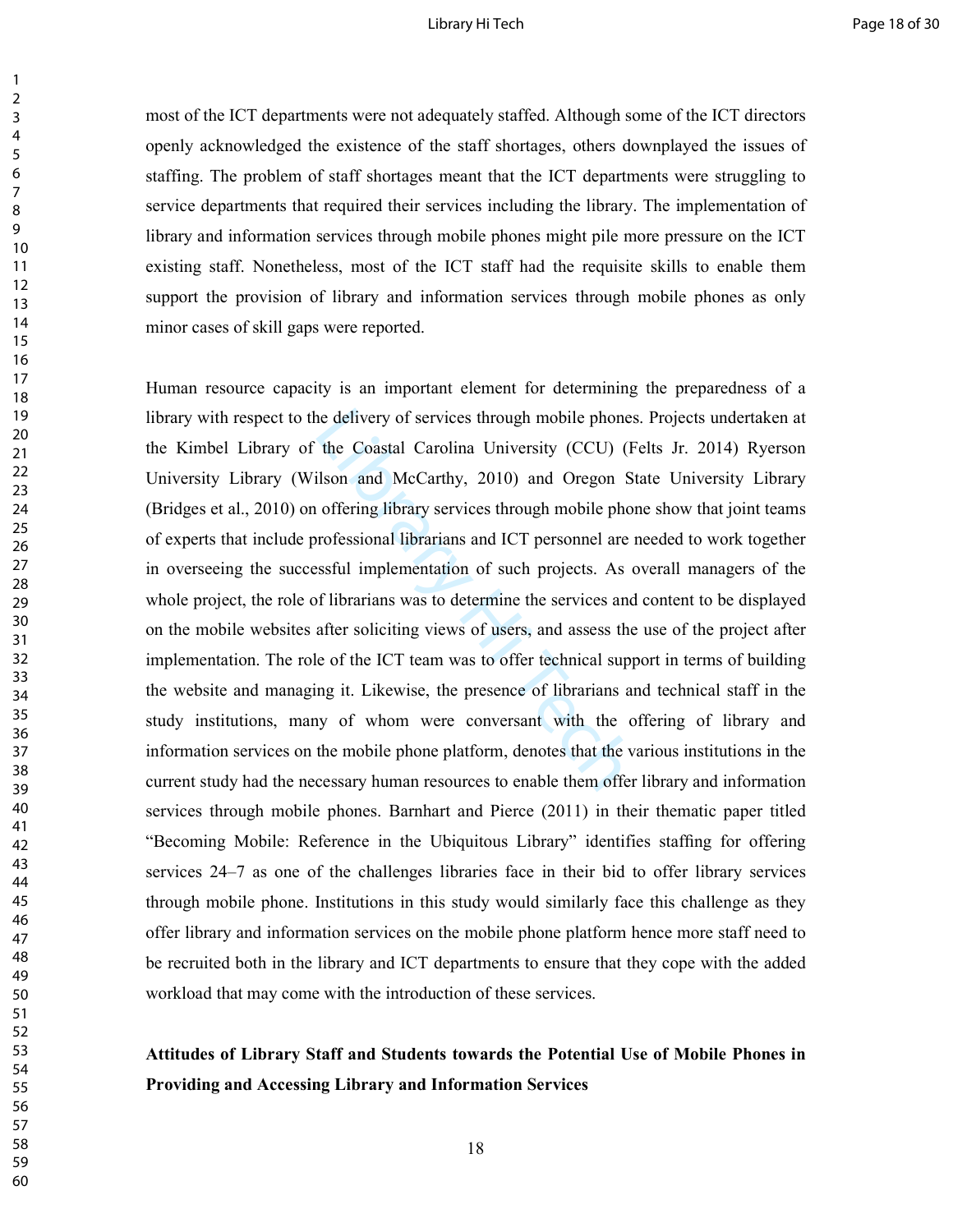most of the ICT departments were not adequately staffed. Although some of the ICT directors openly acknowledged the existence of the staff shortages, others downplayed the issues of staffing. The problem of staff shortages meant that the ICT departments were struggling to service departments that required their services including the library. The implementation of library and information services through mobile phones might pile more pressure on the ICT existing staff. Nonetheless, most of the ICT staff had the requisite skills to enable them support the provision of library and information services through mobile phones as only minor cases of skill gaps were reported.

Human resource capacity is an important element for determining the preparedness of a library with respect to the delivery of services through mobile phones. Projects undertaken at the Kimbel Library of the Coastal Carolina University (CCU) (Felts Jr. 2014) Ryerson University Library (Wilson and McCarthy, 2010) and Oregon State University Library (Bridges et al., 2010) on offering library services through mobile phone show that joint teams of experts that include professional librarians and ICT personnel are needed to work together in overseeing the successful implementation of such projects. As overall managers of the whole project, the role of librarians was to determine the services and content to be displayed on the mobile websites after soliciting views of users, and assess the use of the project after implementation. The role of the ICT team was to offer technical support in terms of building the website and managing it. Likewise, the presence of librarians and technical staff in the study institutions, many of whom were conversant with the offering of library and information services on the mobile phone platform, denotes that the various institutions in the current study had the necessary human resources to enable them offer library and information services through mobile phones. Barnhart and Pierce (2011) in their thematic paper titled "Becoming Mobile: Reference in the Ubiquitous Library" identifies staffing for offering services 24–7 as one of the challenges libraries face in their bid to offer library services through mobile phone. Institutions in this study would similarly face this challenge as they offer library and information services on the mobile phone platform hence more staff need to be recruited both in the library and ICT departments to ensure that they cope with the added workload that may come with the introduction of these services.

**Attitudes of Library Staff and Students towards the Potential Use of Mobile Phones in Providing and Accessing Library and Information Services**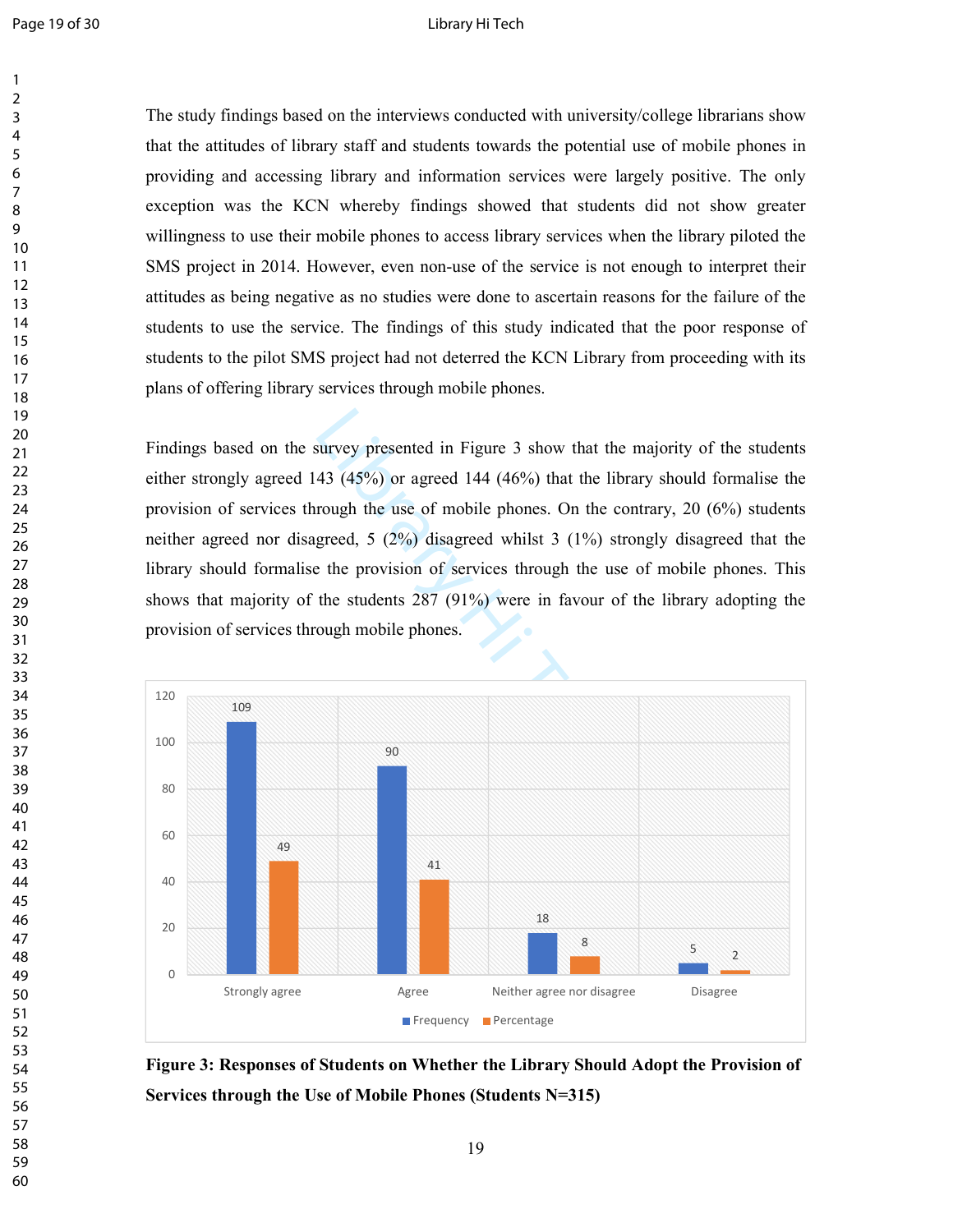The study findings based on the interviews conducted with university/college librarians show that the attitudes of library staff and students towards the potential use of mobile phones in providing and accessing library and information services were largely positive. The only exception was the KCN whereby findings showed that students did not show greater willingness to use their mobile phones to access library services when the library piloted the SMS project in 2014. However, even non-use of the service is not enough to interpret their attitudes as being negative as no studies were done to ascertain reasons for the failure of the students to use the service. The findings of this study indicated that the poor response of students to the pilot SMS project had not deterred the KCN Library from proceeding with its plans of offering library services through mobile phones.

Findings based on the survey presented in Figure 3 show that the majority of the students either strongly agreed 143 (45%) or agreed 144 (46%) that the library should formalise the provision of services through the use of mobile phones. On the contrary, 20 (6%) students neither agreed nor disagreed, 5 (2%) disagreed whilst 3 (1%) strongly disagreed that the library should formalise the provision of services through the use of mobile phones. This shows that majority of the students 287 (91%) were in favour of the library adopting the provision of services through mobile phones.

| | Strongly agree | Agree | Neither agree nor disagree | Disagree |
|---|---|---|---|---|
| Frequency | 109 | 90 | 18 | 5 |
| Percentage | 49 | 41 | 8 | 2 |

**Figure 3: Responses of Students on Whether the Library Should Adopt the Provision of Services through the Use of Mobile Phones (Students N=315)**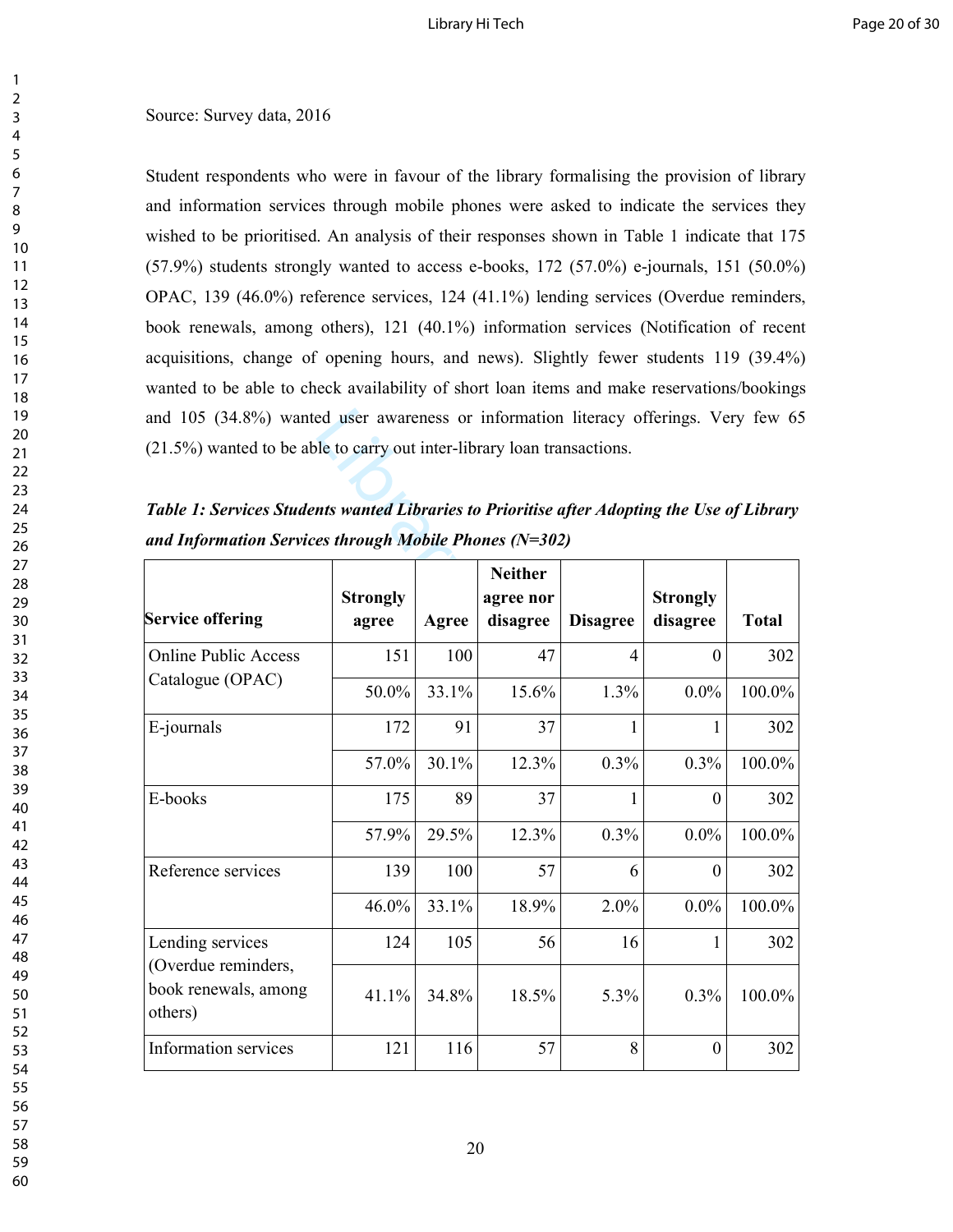Source: Survey data, 2016

Student respondents who were in favour of the library formalising the provision of library and information services through mobile phones were asked to indicate the services they wished to be prioritised. An analysis of their responses shown in Table 1 indicate that 175 (57.9%) students strongly wanted to access e-books, 172 (57.0%) e-journals, 151 (50.0%) OPAC, 139 (46.0%) reference services, 124 (41.1%) lending services (Overdue reminders, book renewals, among others), 121 (40.1%) information services (Notification of recent acquisitions, change of opening hours, and news). Slightly fewer students 119 (39.4%) wanted to be able to check availability of short loan items and make reservations/bookings and 105 (34.8%) wanted user awareness or information literacy offerings. Very few 65 (21.5%) wanted to be able to carry out inter-library loan transactions.

***Table 1: Services Students wanted Libraries to Prioritise after Adopting the Use of Library and Information Services through Mobile Phones (N=302)***

| Service offering | Strongly agree | Agree | Neither agree nor disagree | Disagree | Strongly disagree | Total |
|---|---|---|---|---|---|---|
| Online Public Access Catalogue (OPAC) | 151 | 100 | 47 | 4 | 0 | 302 |
| | 50.0% | 33.1% | 15.6% | 1.3% | 0.0% | 100.0% |
| E-journals | 172 | 91 | 37 | 1 | 1 | 302 |
| | 57.0% | 30.1% | 12.3% | 0.3% | 0.3% | 100.0% |
| E-books | 175 | 89 | 37 | 1 | 0 | 302 |
| | 57.9% | 29.5% | 12.3% | 0.3% | 0.0% | 100.0% |
| Reference services | 139 | 100 | 57 | 6 | 0 | 302 |
| | 46.0% | 33.1% | 18.9% | 2.0% | 0.0% | 100.0% |
| Lending services (Overdue reminders, book renewals, among others) | 124 | 105 | 56 | 16 | 1 | 302 |
| | 41.1% | 34.8% | 18.5% | 5.3% | 0.3% | 100.0% |
| Information services | 121 | 116 | 57 | 8 | 0 | 302 |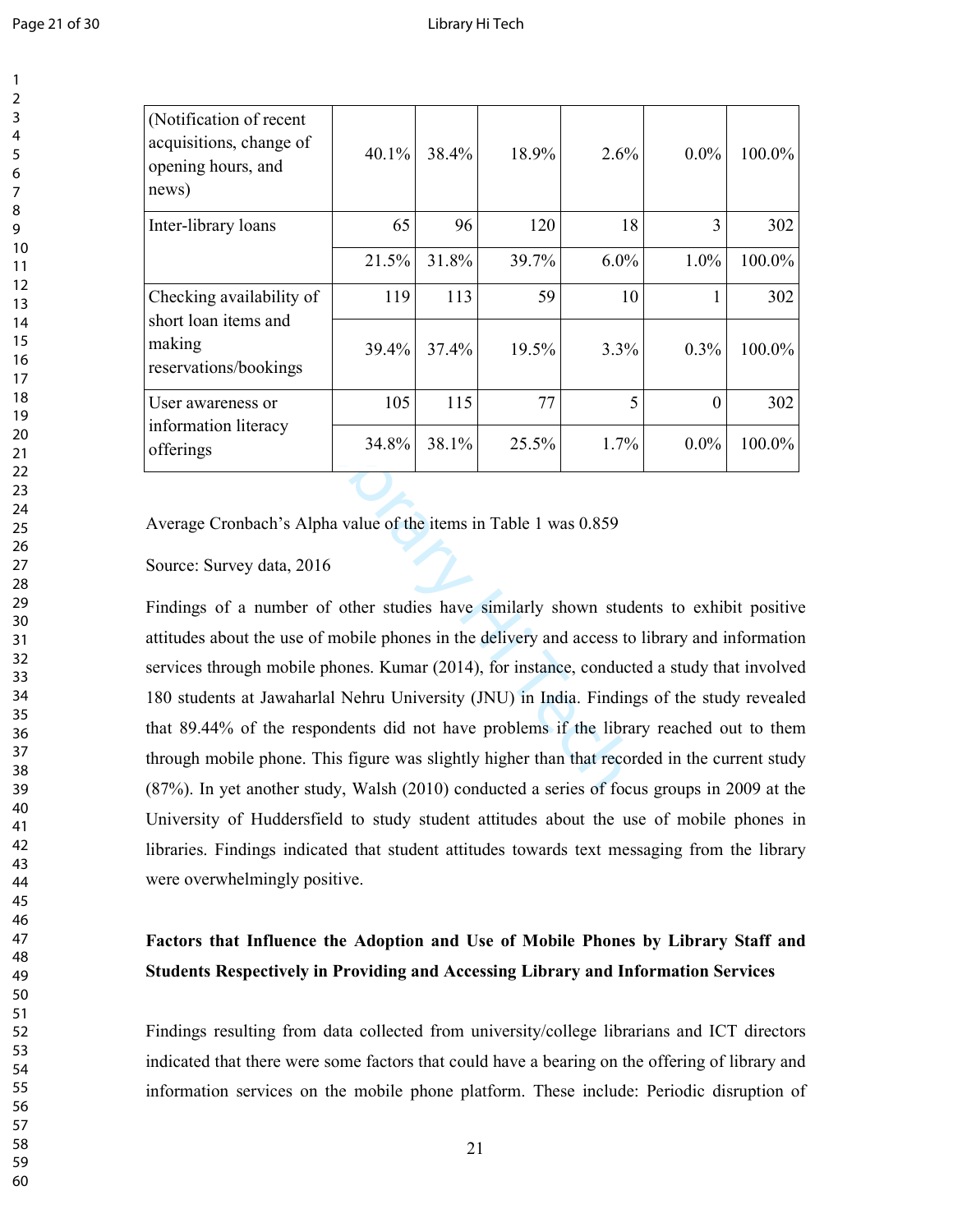| | | | | | | |
|---|---|---|---|---|---|---|
| (Notification of recent acquisitions, change of opening hours, and news) | 40.1% | 38.4% | 18.9% | 2.6% | 0.0% | 100.0% |
| Inter-library loans | 65 | 96 | 120 | 18 | 3 | 302 |
| | 21.5% | 31.8% | 39.7% | 6.0% | 1.0% | 100.0% |
| Checking availability of short loan items and making reservations/bookings | 119 | 113 | 59 | 10 | 1 | 302 |
| | 39.4% | 37.4% | 19.5% | 3.3% | 0.3% | 100.0% |
| User awareness or information literacy offerings | 105 | 115 | 77 | 5 | 0 | 302 |
| | 34.8% | 38.1% | 25.5% | 1.7% | 0.0% | 100.0% |

Average Cronbach's Alpha value of the items in Table 1 was 0.859

Source: Survey data, 2016

Findings of a number of other studies have similarly shown students to exhibit positive attitudes about the use of mobile phones in the delivery and access to library and information services through mobile phones. Kumar (2014), for instance, conducted a study that involved 180 students at Jawaharlal Nehru University (JNU) in India. Findings of the study revealed that 89.44% of the respondents did not have problems if the library reached out to them through mobile phone. This figure was slightly higher than that recorded in the current study (87%). In yet another study, Walsh (2010) conducted a series of focus groups in 2009 at the University of Huddersfield to study student attitudes about the use of mobile phones in libraries. Findings indicated that student attitudes towards text messaging from the library were overwhelmingly positive.

**Factors that Influence the Adoption and Use of Mobile Phones by Library Staff and Students Respectively in Providing and Accessing Library and Information Services**

Findings resulting from data collected from university/college librarians and ICT directors indicated that there were some factors that could have a bearing on the offering of library and information services on the mobile phone platform. These include: Periodic disruption of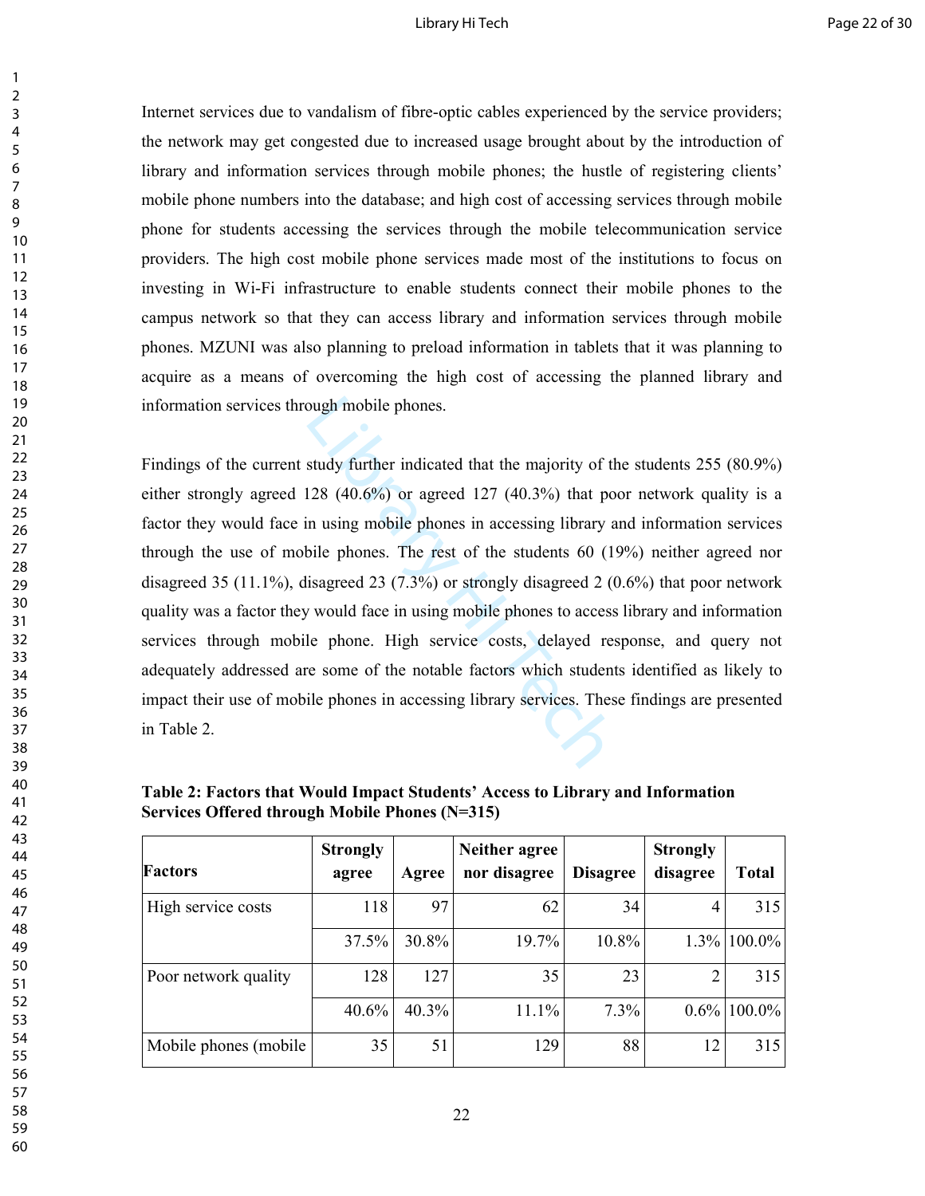Internet services due to vandalism of fibre-optic cables experienced by the service providers; the network may get congested due to increased usage brought about by the introduction of library and information services through mobile phones; the hustle of registering clients' mobile phone numbers into the database; and high cost of accessing services through mobile phone for students accessing the services through the mobile telecommunication service providers. The high cost mobile phone services made most of the institutions to focus on investing in Wi-Fi infrastructure to enable students connect their mobile phones to the campus network so that they can access library and information services through mobile phones. MZUNI was also planning to preload information in tablets that it was planning to acquire as a means of overcoming the high cost of accessing the planned library and information services through mobile phones.

Findings of the current study further indicated that the majority of the students 255 (80.9%) either strongly agreed 128 (40.6%) or agreed 127 (40.3%) that poor network quality is a factor they would face in using mobile phones in accessing library and information services through the use of mobile phones. The rest of the students 60 (19%) neither agreed nor disagreed 35 (11.1%), disagreed 23 (7.3%) or strongly disagreed 2 (0.6%) that poor network quality was a factor they would face in using mobile phones to access library and information services through mobile phone. High service costs, delayed response, and query not adequately addressed are some of the notable factors which students identified as likely to impact their use of mobile phones in accessing library services. These findings are presented in Table 2.

**Table 2: Factors that Would Impact Students' Access to Library and Information Services Offered through Mobile Phones (N=315)**

| Factors | Strongly agree | Agree | Neither agree nor disagree | Disagree | Strongly disagree | Total |
|---|---|---|---|---|---|---|
| High service costs | 118 | 97 | 62 | 34 | 4 | 315 |
| | 37.5% | 30.8% | 19.7% | 10.8% | 1.3% | 100.0% |
| Poor network quality | 128 | 127 | 35 | 23 | 2 | 315 |
| | 40.6% | 40.3% | 11.1% | 7.3% | 0.6% | 100.0% |
| Mobile phones (mobile | 35 | 51 | 129 | 88 | 12 | 315 |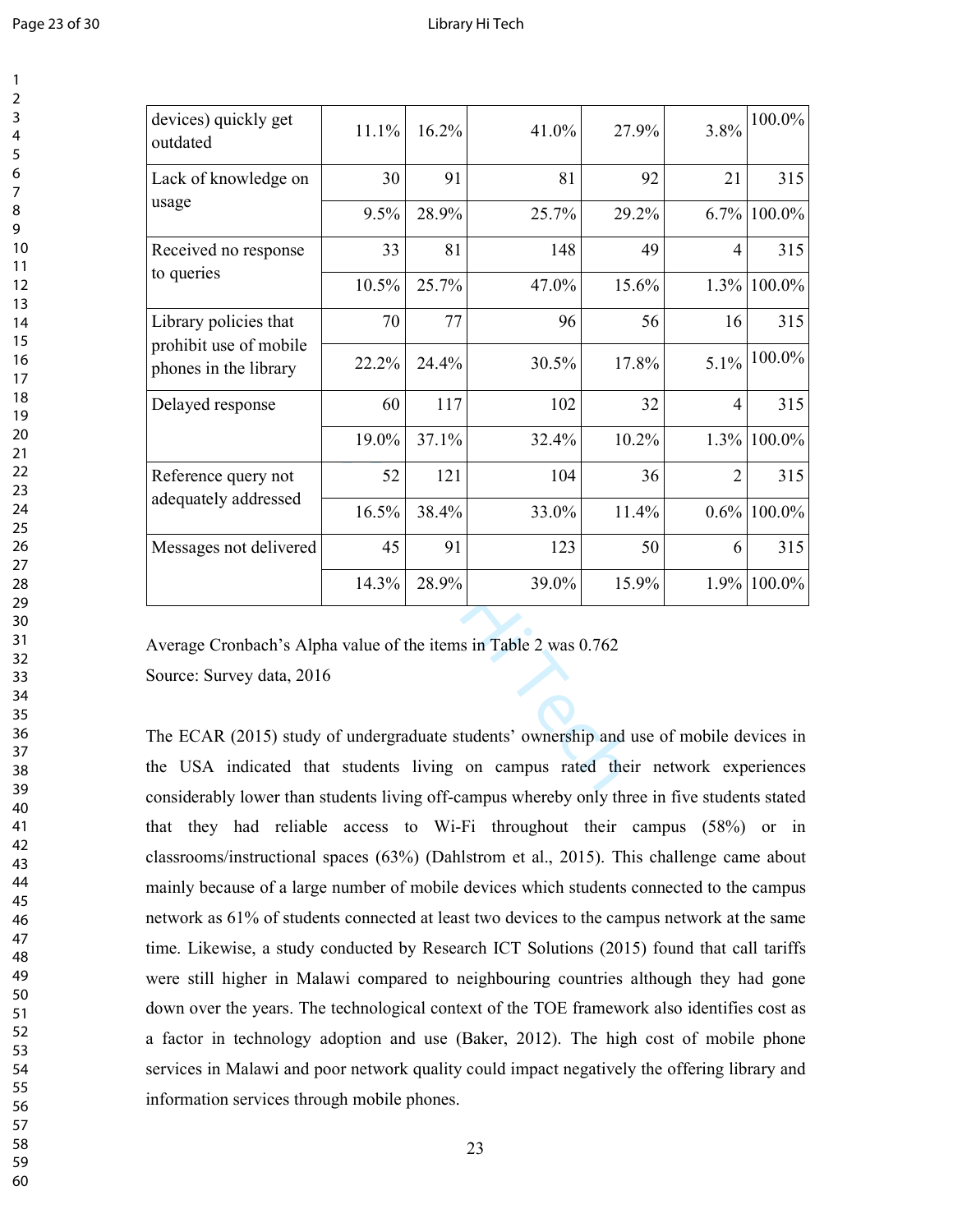| | | | | | | |
|---|---|---|---|---|---|---|
| devices) quickly get outdated | 11.1% | 16.2% | 41.0% | 27.9% | 3.8% | 100.0% |
| Lack of knowledge on usage | 30 | 91 | 81 | 92 | 21 | 315 |
| | 9.5% | 28.9% | 25.7% | 29.2% | 6.7% | 100.0% |
| Received no response to queries | 33 | 81 | 148 | 49 | 4 | 315 |
| | 10.5% | 25.7% | 47.0% | 15.6% | 1.3% | 100.0% |
| Library policies that prohibit use of mobile phones in the library | 70 | 77 | 96 | 56 | 16 | 315 |
| | 22.2% | 24.4% | 30.5% | 17.8% | 5.1% | 100.0% |
| Delayed response | 60 | 117 | 102 | 32 | 4 | 315 |
| | 19.0% | 37.1% | 32.4% | 10.2% | 1.3% | 100.0% |
| Reference query not adequately addressed | 52 | 121 | 104 | 36 | 2 | 315 |
| | 16.5% | 38.4% | 33.0% | 11.4% | 0.6% | 100.0% |
| Messages not delivered | 45 | 91 | 123 | 50 | 6 | 315 |
| | 14.3% | 28.9% | 39.0% | 15.9% | 1.9% | 100.0% |

Average Cronbach's Alpha value of the items in Table 2 was 0.762

Source: Survey data, 2016

The ECAR (2015) study of undergraduate students' ownership and use of mobile devices in the USA indicated that students living on campus rated their network experiences considerably lower than students living off-campus whereby only three in five students stated that they had reliable access to Wi-Fi throughout their campus (58%) or in classrooms/instructional spaces (63%) (Dahlstrom et al., 2015). This challenge came about mainly because of a large number of mobile devices which students connected to the campus network as 61% of students connected at least two devices to the campus network at the same time. Likewise, a study conducted by Research ICT Solutions (2015) found that call tariffs were still higher in Malawi compared to neighbouring countries although they had gone down over the years. The technological context of the TOE framework also identifies cost as a factor in technology adoption and use (Baker, 2012). The high cost of mobile phone services in Malawi and poor network quality could impact negatively the offering library and information services through mobile phones.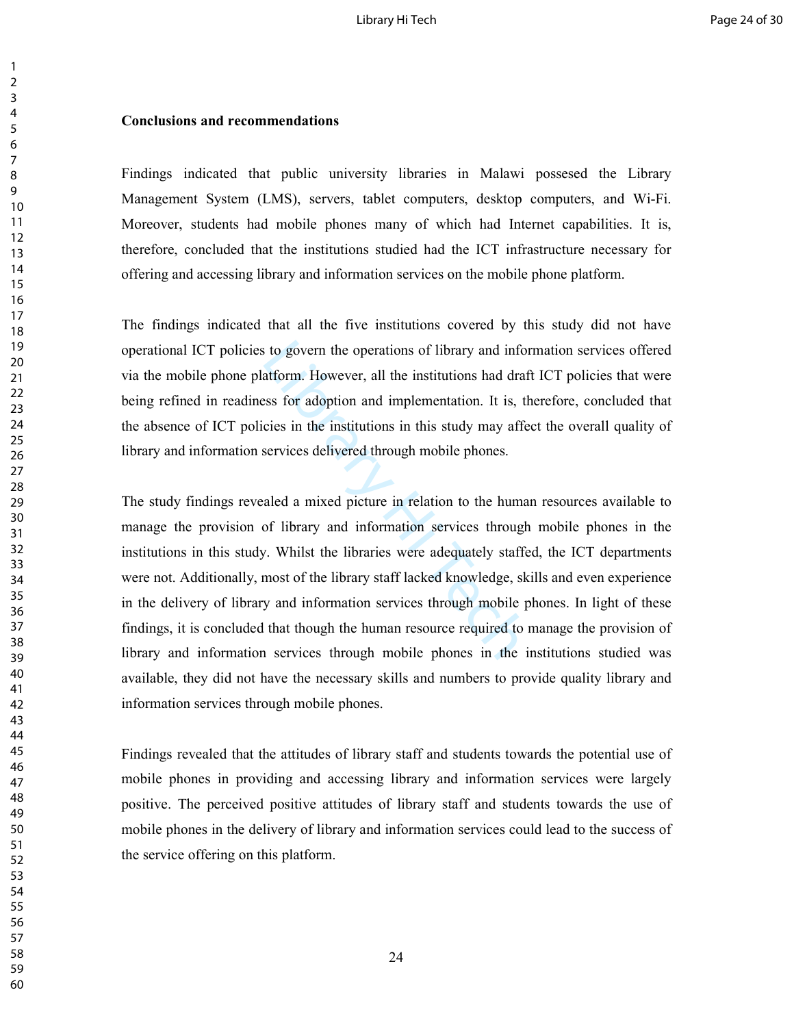**Conclusions and recommendations**

Findings indicated that public university libraries in Malawi possessed the Library Management System (LMS), servers, tablet computers, desktop computers, and Wi-Fi. Moreover, students had mobile phones many of which had Internet capabilities. It is, therefore, concluded that the institutions studied had the ICT infrastructure necessary for offering and accessing library and information services on the mobile phone platform.

The findings indicated that all the five institutions covered by this study did not have operational ICT policies to govern the operations of library and information services offered via the mobile phone platform. However, all the institutions had draft ICT policies that were being refined in readiness for adoption and implementation. It is, therefore, concluded that the absence of ICT policies in the institutions in this study may affect the overall quality of library and information services delivered through mobile phones.

The study findings revealed a mixed picture in relation to the human resources available to manage the provision of library and information services through mobile phones in the institutions in this study. Whilst the libraries were adequately staffed, the ICT departments were not. Additionally, most of the library staff lacked knowledge, skills and even experience in the delivery of library and information services through mobile phones. In light of these findings, it is concluded that though the human resource required to manage the provision of library and information services through mobile phones in the institutions studied was available, they did not have the necessary skills and numbers to provide quality library and information services through mobile phones.

Findings revealed that the attitudes of library staff and students towards the potential use of mobile phones in providing and accessing library and information services were largely positive. The perceived positive attitudes of library staff and students towards the use of mobile phones in the delivery of library and information services could lead to the success of the service offering on this platform.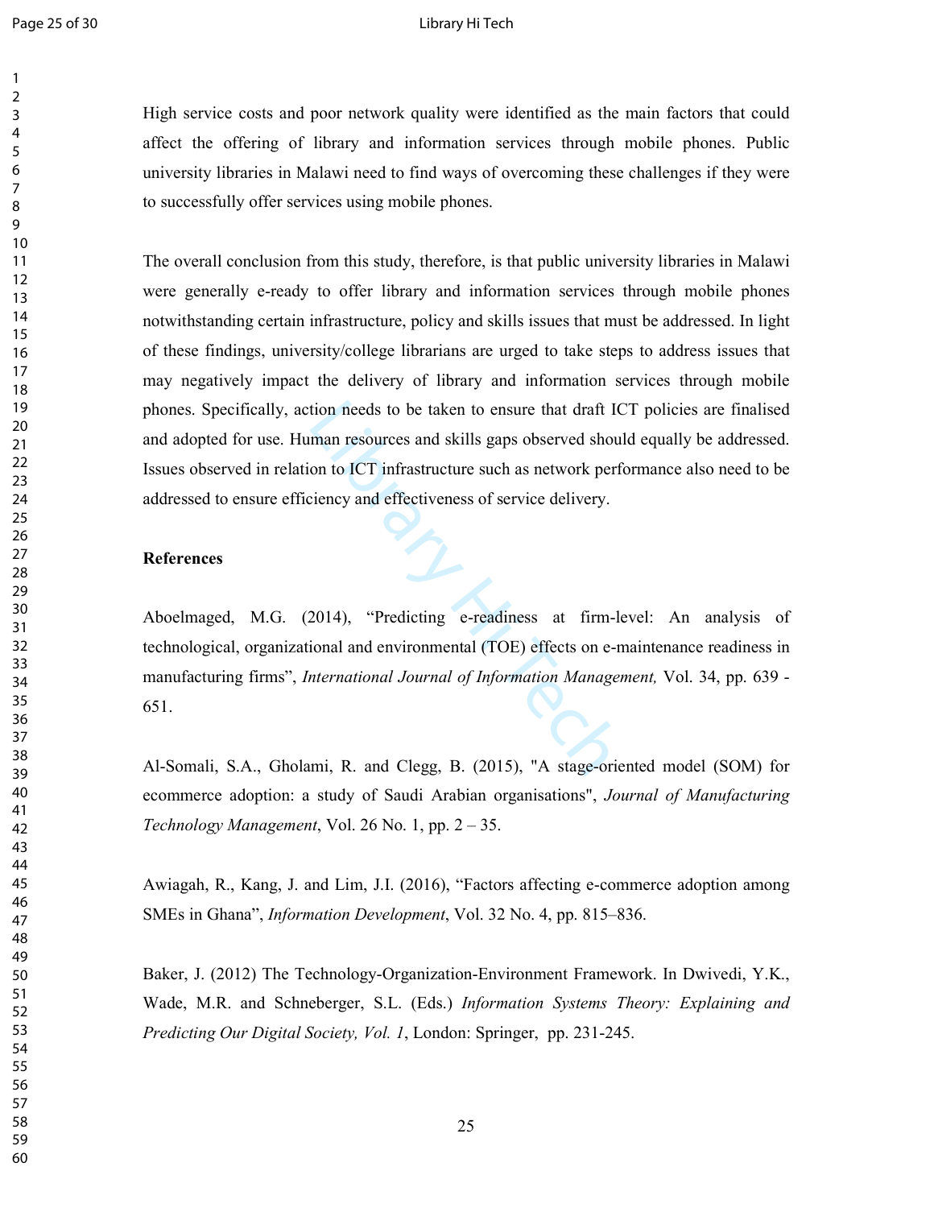High service costs and poor network quality were identified as the main factors that could affect the offering of library and information services through mobile phones. Public university libraries in Malawi need to find ways of overcoming these challenges if they were to successfully offer services using mobile phones.

The overall conclusion from this study, therefore, is that public university libraries in Malawi were generally e-ready to offer library and information services through mobile phones notwithstanding certain infrastructure, policy and skills issues that must be addressed. In light of these findings, university/college librarians are urged to take steps to address issues that may negatively impact the delivery of library and information services through mobile phones. Specifically, action needs to be taken to ensure that draft ICT policies are finalised and adopted for use. Human resources and skills gaps observed should equally be addressed. Issues observed in relation to ICT infrastructure such as network performance also need to be addressed to ensure efficiency and effectiveness of service delivery.

**References**

Aboelmaged, M.G. (2014), "Predicting e-readiness at firm-level: An analysis of technological, organizational and environmental (TOE) effects on e-maintenance readiness in manufacturing firms", *International Journal of Information Management,* Vol. 34, pp. 639 - 651.

Al-Somali, S.A., Gholami, R. and Clegg, B. (2015), "A stage-oriented model (SOM) for ecommerce adoption: a study of Saudi Arabian organisations", *Journal of Manufacturing Technology Management*, Vol. 26 No. 1, pp. 2 – 35.

Awiagah, R., Kang, J. and Lim, J.I. (2016), "Factors affecting e-commerce adoption among SMEs in Ghana", *Information Development*, Vol. 32 No. 4, pp. 815–836.

Baker, J. (2012) The Technology-Organization-Environment Framework. In Dwivedi, Y.K., Wade, M.R. and Schneberger, S.L. (Eds.) *Information Systems Theory: Explaining and Predicting Our Digital Society, Vol. 1*, London: Springer, pp. 231-245.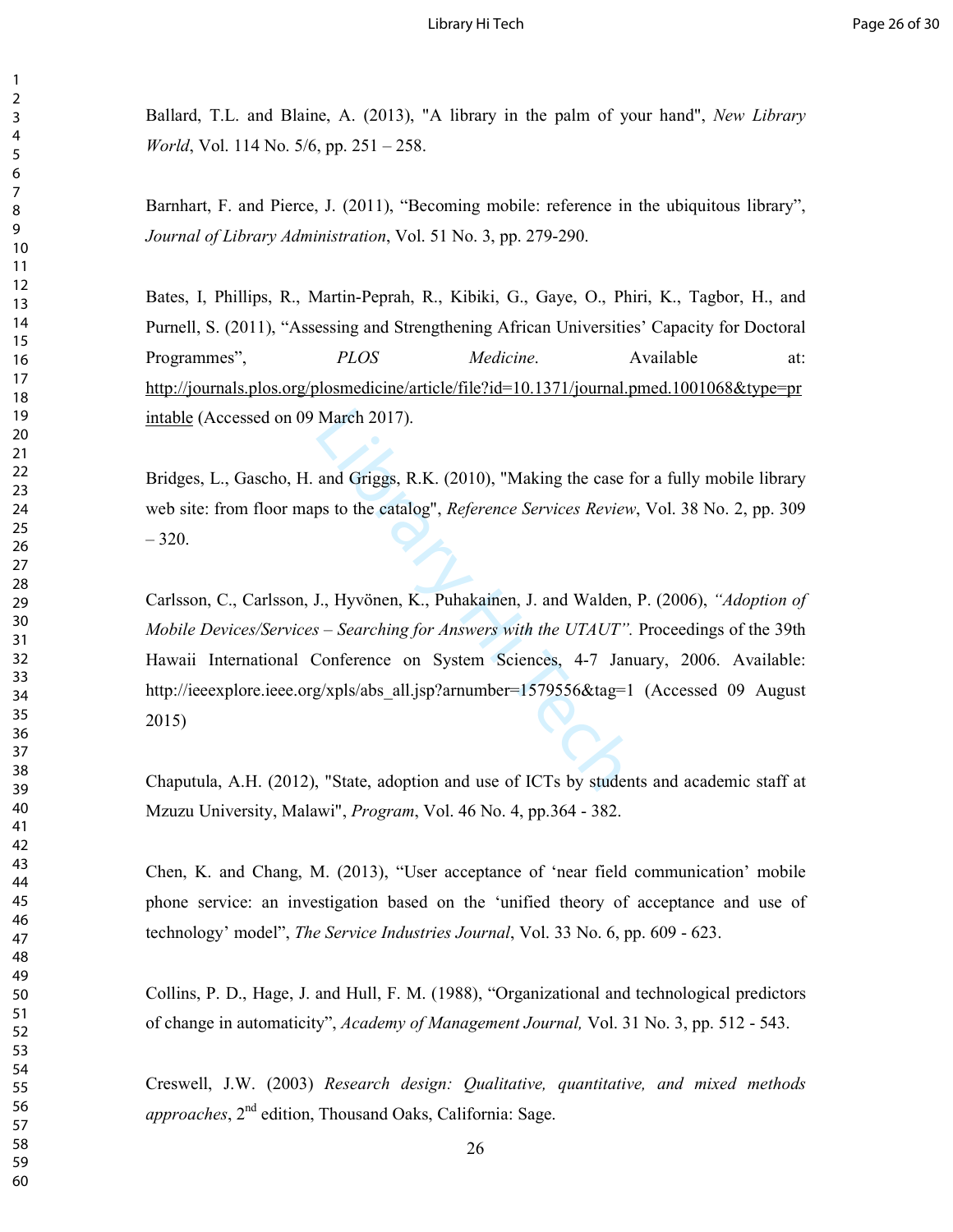Ballard, T.L. and Blaine, A. (2013), "A library in the palm of your hand", *New Library World*, Vol. 114 No. 5/6, pp. 251 – 258.

Barnhart, F. and Pierce, J. (2011), "Becoming mobile: reference in the ubiquitous library", *Journal of Library Administration*, Vol. 51 No. 3, pp. 279-290.

Bates, I, Phillips, R., Martin-Peprah, R., Kibiki, G., Gaye, O., Phiri, K., Tagbor, H., and Purnell, S. (2011), "Assessing and Strengthening African Universities' Capacity for Doctoral Programmes", *PLOS Medicine*. Available at: http://journals.plos.org/plosmedicine/article/file?id=10.1371/journal.pmed.1001068&type=printable (Accessed on 09 March 2017).

Bridges, L., Gascho, H. and Griggs, R.K. (2010), "Making the case for a fully mobile library web site: from floor maps to the catalog", *Reference Services Review*, Vol. 38 No. 2, pp. 309 – 320.

Carlsson, C., Carlsson, J., Hyvönen, K., Puhakainen, J. and Walden, P. (2006), *"Adoption of Mobile Devices/Services – Searching for Answers with the UTAUT".* Proceedings of the 39th Hawaii International Conference on System Sciences, 4-7 January, 2006. Available: http://ieeexplore.ieee.org/xpls/abs_all.jsp?arnumber=1579556&tag=1 (Accessed 09 August 2015)

Chaputula, A.H. (2012), "State, adoption and use of ICTs by students and academic staff at Mzuzu University, Malawi", *Program*, Vol. 46 No. 4, pp.364 - 382.

Chen, K. and Chang, M. (2013), "User acceptance of 'near field communication' mobile phone service: an investigation based on the 'unified theory of acceptance and use of technology' model", *The Service Industries Journal*, Vol. 33 No. 6, pp. 609 - 623.

Collins, P. D., Hage, J. and Hull, F. M. (1988), "Organizational and technological predictors of change in automaticity", *Academy of Management Journal,* Vol. 31 No. 3, pp. 512 - 543.

Creswell, J.W. (2003) *Research design: Qualitative, quantitative, and mixed methods approaches*, 2nd edition, Thousand Oaks, California: Sage.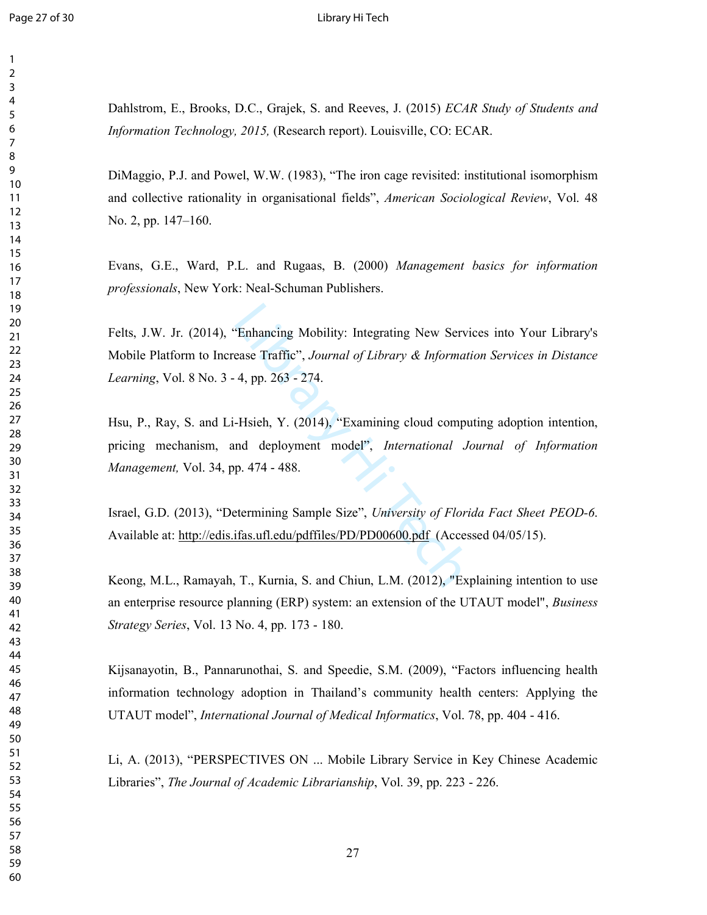Dahlstrom, E., Brooks, D.C., Grajek, S. and Reeves, J. (2015) *ECAR Study of Students and Information Technology, 2015,* (Research report). Louisville, CO: ECAR.

DiMaggio, P.J. and Powel, W.W. (1983), "The iron cage revisited: institutional isomorphism and collective rationality in organisational fields", *American Sociological Review*, Vol. 48 No. 2, pp. 147–160.

Evans, G.E., Ward, P.L. and Rugaas, B. (2000) *Management basics for information professionals*, New York: Neal-Schuman Publishers.

Felts, J.W. Jr. (2014), "Enhancing Mobility: Integrating New Services into Your Library's Mobile Platform to Increase Traffic", *Journal of Library & Information Services in Distance Learning*, Vol. 8 No. 3 - 4, pp. 263 - 274.

Hsu, P., Ray, S. and Li-Hsieh, Y. (2014), "Examining cloud computing adoption intention, pricing mechanism, and deployment model", *International Journal of Information Management,* Vol. 34, pp. 474 - 488.

Israel, G.D. (2013), "Determining Sample Size", *University of Florida Fact Sheet PEOD-6*. Available at: http://edis.ifas.ufl.edu/pdffiles/PD/PD00600.pdf (Accessed 04/05/15).

Keong, M.L., Ramayah, T., Kurnia, S. and Chiun, L.M. (2012), "Explaining intention to use an enterprise resource planning (ERP) system: an extension of the UTAUT model", *Business Strategy Series*, Vol. 13 No. 4, pp. 173 - 180.

Kijsanayotin, B., Pannarunothai, S. and Speedie, S.M. (2009), "Factors influencing health information technology adoption in Thailand's community health centers: Applying the UTAUT model", *International Journal of Medical Informatics*, Vol. 78, pp. 404 - 416.

Li, A. (2013), "PERSPECTIVES ON ... Mobile Library Service in Key Chinese Academic Libraries", *The Journal of Academic Librarianship*, Vol. 39, pp. 223 - 226.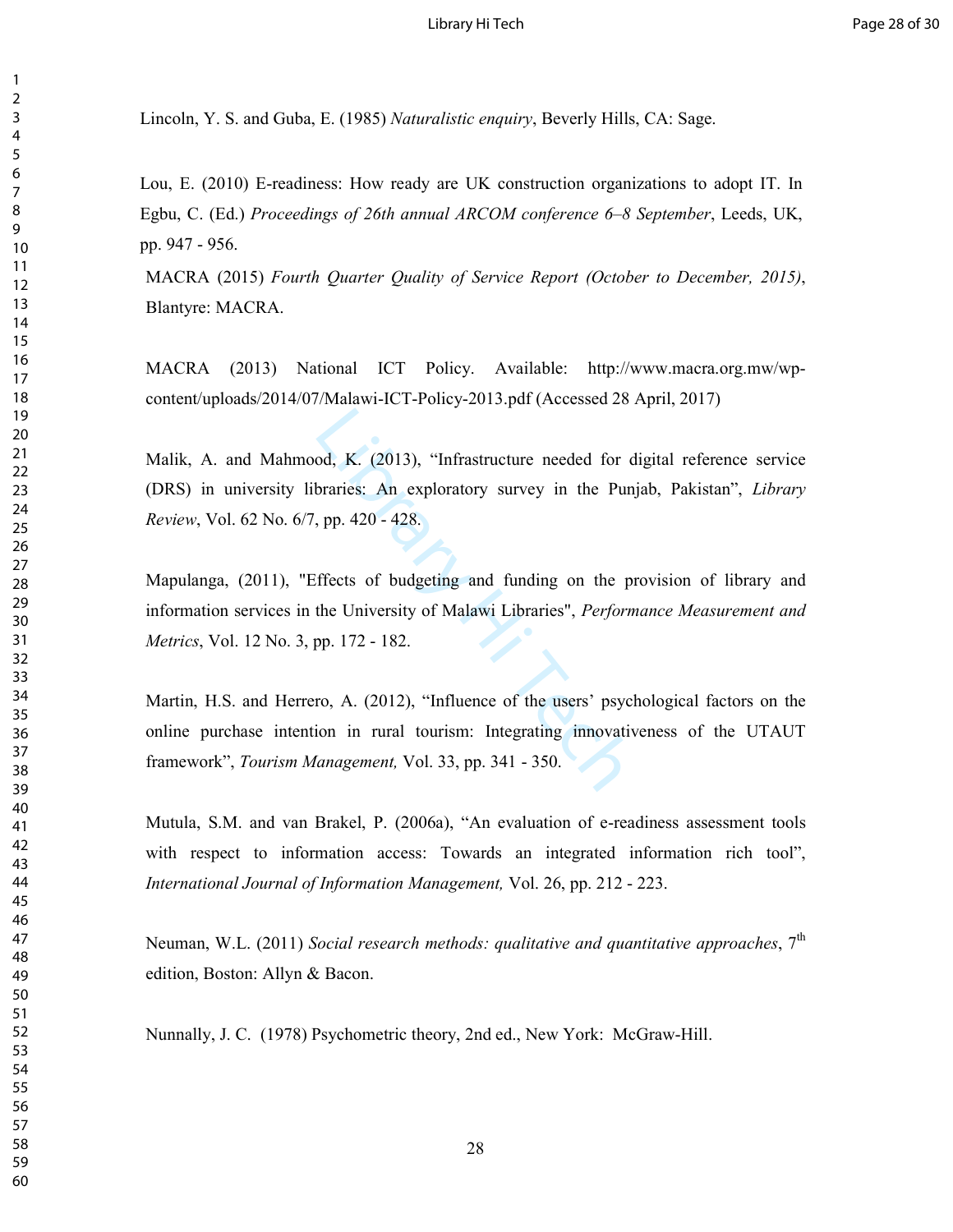Lincoln, Y. S. and Guba, E. (1985) *Naturalistic enquiry*, Beverly Hills, CA: Sage.

Lou, E. (2010) E-readiness: How ready are UK construction organizations to adopt IT. In Egbu, C. (Ed.) *Proceedings of 26th annual ARCOM conference 6–8 September*, Leeds, UK, pp. 947 - 956.

MACRA (2015) *Fourth Quarter Quality of Service Report (October to December, 2015)*, Blantyre: MACRA.

MACRA (2013) National ICT Policy. Available: http://www.macra.org.mw/wp-content/uploads/2014/07/Malawi-ICT-Policy-2013.pdf (Accessed 28 April, 2017)

Malik, A. and Mahmood, K. (2013), "Infrastructure needed for digital reference service (DRS) in university libraries: An exploratory survey in the Punjab, Pakistan", *Library Review*, Vol. 62 No. 6/7, pp. 420 - 428.

Mapulanga, (2011), "Effects of budgeting and funding on the provision of library and information services in the University of Malawi Libraries", *Performance Measurement and Metrics*, Vol. 12 No. 3, pp. 172 - 182.

Martin, H.S. and Herrero, A. (2012), "Influence of the users' psychological factors on the online purchase intention in rural tourism: Integrating innovativeness of the UTAUT framework", *Tourism Management,* Vol. 33, pp. 341 - 350.

Mutula, S.M. and van Brakel, P. (2006a), "An evaluation of e-readiness assessment tools with respect to information access: Towards an integrated information rich tool", *International Journal of Information Management,* Vol. 26, pp. 212 - 223.

Neuman, W.L. (2011) *Social research methods: qualitative and quantitative approaches*, 7th edition, Boston: Allyn & Bacon.

Nunnally, J. C. (1978) Psychometric theory, 2nd ed., New York: McGraw-Hill.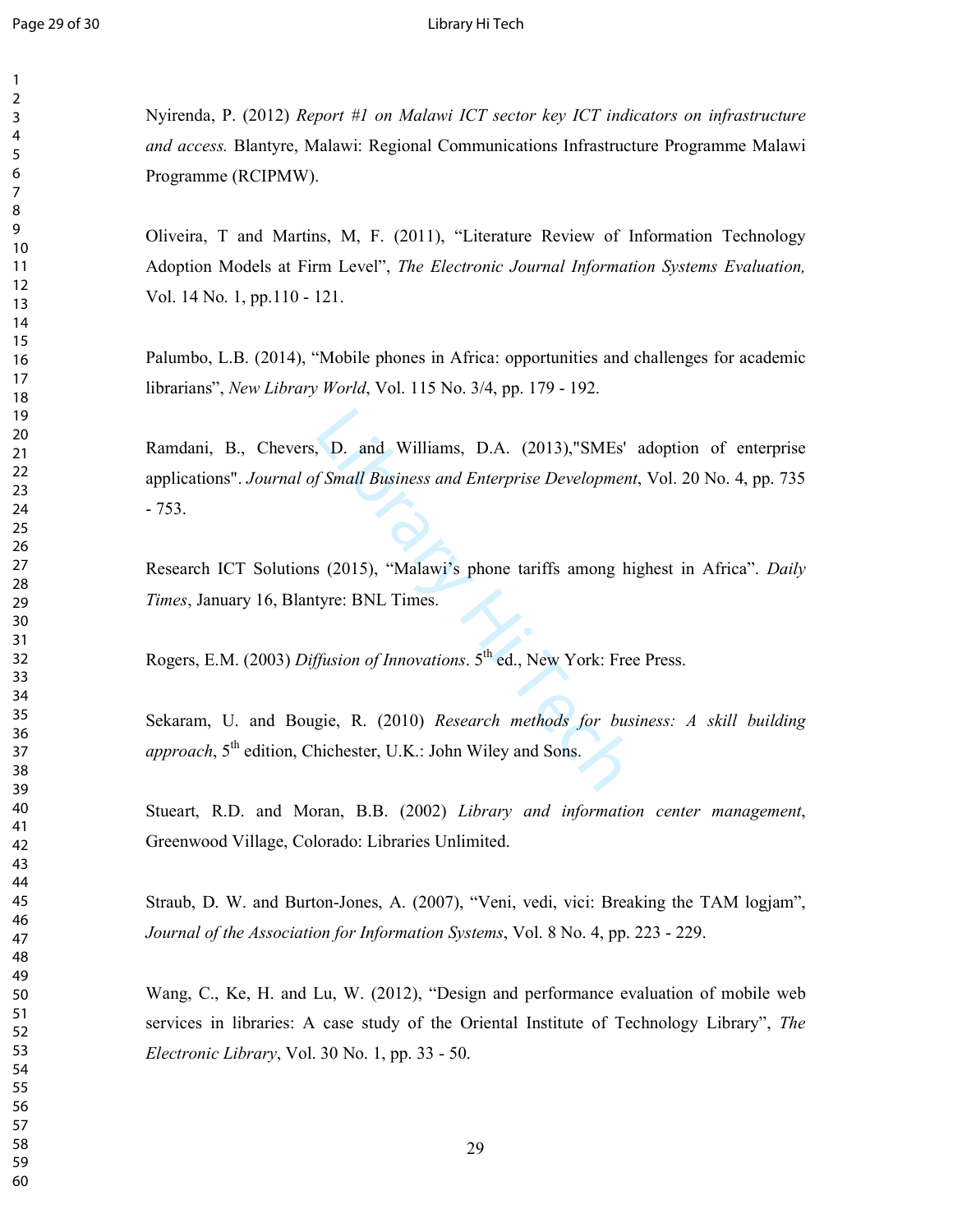Nyirenda, P. (2012) *Report #1 on Malawi ICT sector key ICT indicators on infrastructure and access.* Blantyre, Malawi: Regional Communications Infrastructure Programme Malawi Programme (RCIPMW).

Oliveira, T and Martins, M, F. (2011), "Literature Review of Information Technology Adoption Models at Firm Level", *The Electronic Journal Information Systems Evaluation,* Vol. 14 No. 1, pp.110 - 121.

Palumbo, L.B. (2014), "Mobile phones in Africa: opportunities and challenges for academic librarians", *New Library World*, Vol. 115 No. 3/4, pp. 179 - 192.

Ramdani, B., Chevers, D. and Williams, D.A. (2013),"SMEs' adoption of enterprise applications". *Journal of Small Business and Enterprise Development*, Vol. 20 No. 4, pp. 735 - 753.

Research ICT Solutions (2015), "Malawi's phone tariffs among highest in Africa". *Daily Times*, January 16, Blantyre: BNL Times.

Rogers, E.M. (2003) *Diffusion of Innovations*. 5th ed., New York: Free Press.

Sekaram, U. and Bougie, R. (2010) *Research methods for business: A skill building approach*, 5th edition, Chichester, U.K.: John Wiley and Sons.

Stueart, R.D. and Moran, B.B. (2002) *Library and information center management*, Greenwood Village, Colorado: Libraries Unlimited.

Straub, D. W. and Burton-Jones, A. (2007), "Veni, vedi, vici: Breaking the TAM logjam", *Journal of the Association for Information Systems*, Vol. 8 No. 4, pp. 223 - 229.

Wang, C., Ke, H. and Lu, W. (2012), "Design and performance evaluation of mobile web services in libraries: A case study of the Oriental Institute of Technology Library", *The Electronic Library*, Vol. 30 No. 1, pp. 33 - 50.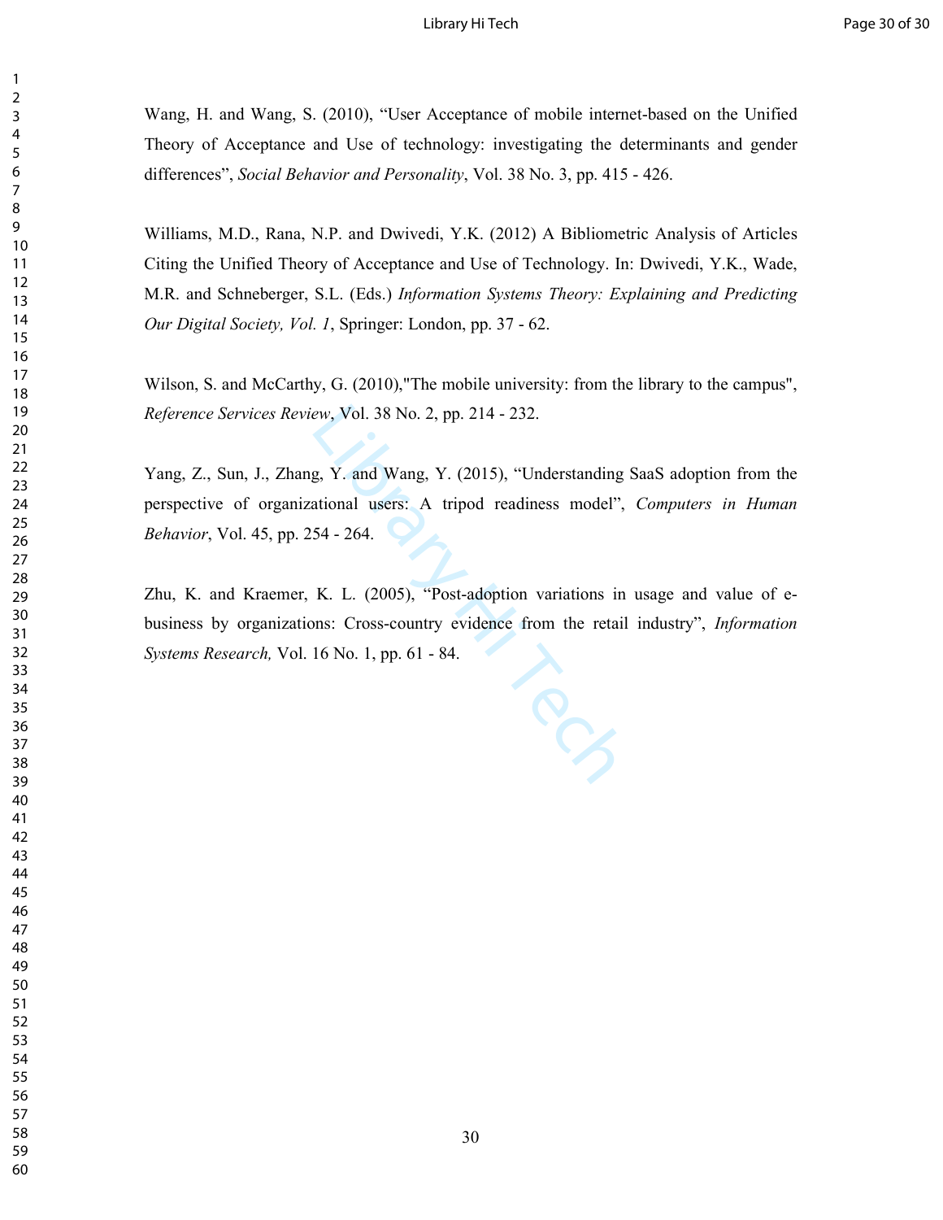Wang, H. and Wang, S. (2010), “User Acceptance of mobile internet-based on the Unified Theory of Acceptance and Use of technology: investigating the determinants and gender differences”, *Social Behavior and Personality*, Vol. 38 No. 3, pp. 415 - 426.

Williams, M.D., Rana, N.P. and Dwivedi, Y.K. (2012) A Bibliometric Analysis of Articles Citing the Unified Theory of Acceptance and Use of Technology. In: Dwivedi, Y.K., Wade, M.R. and Schneberger, S.L. (Eds.) *Information Systems Theory: Explaining and Predicting Our Digital Society, Vol. 1*, Springer: London, pp. 37 - 62.

Wilson, S. and McCarthy, G. (2010),"The mobile university: from the library to the campus", *Reference Services Review*, Vol. 38 No. 2, pp. 214 - 232.

Yang, Z., Sun, J., Zhang, Y. and Wang, Y. (2015), “Understanding SaaS adoption from the perspective of organizational users: A tripod readiness model”, *Computers in Human Behavior*, Vol. 45, pp. 254 - 264.

Zhu, K. and Kraemer, K. L. (2005), “Post-adoption variations in usage and value of e-business by organizations: Cross-country evidence from the retail industry”, *Information Systems Research,* Vol. 16 No. 1, pp. 61 - 84.